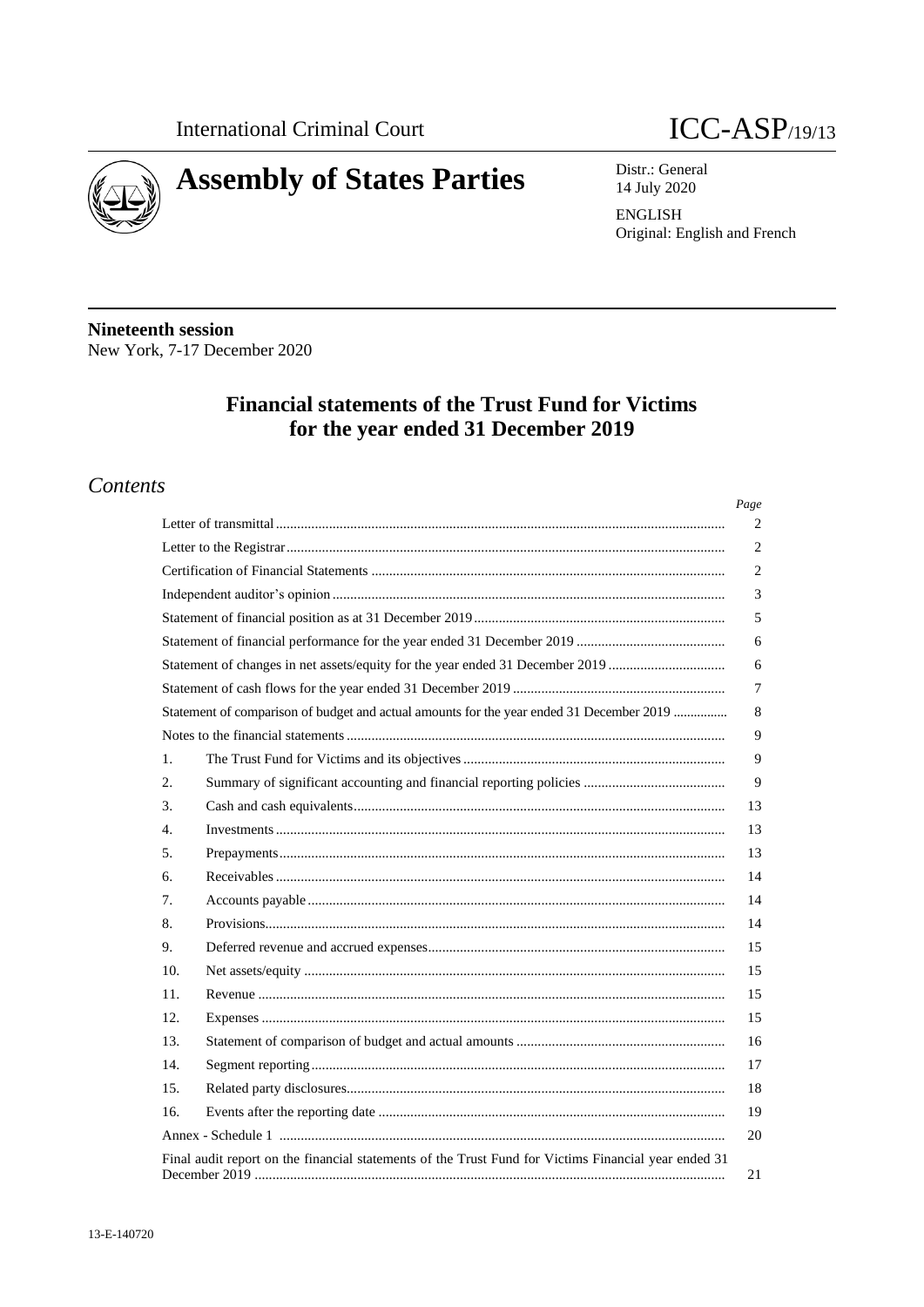International Criminal Court

# ICC-ASP/19/13

# Assembly of States Parties

Distr.: General
14 July 2020

ENGLISH
Original: English and French

**Nineteenth session**
New York, 7-17 December 2020

## Financial statements of the Trust Fund for Victims for the year ended 31 December 2019

## *Contents*

| | | Page |
|---|---|---|
| Letter of transmittal | | 2 |
| Letter to the Registrar | | 2 |
| Certification of Financial Statements | | 2 |
| Independent auditor's opinion | | 3 |
| Statement of financial position as at 31 December 2019 | | 5 |
| Statement of financial performance for the year ended 31 December 2019 | | 6 |
| Statement of changes in net assets/equity for the year ended 31 December 2019 | | 6 |
| Statement of cash flows for the year ended 31 December 2019 | | 7 |
| Statement of comparison of budget and actual amounts for the year ended 31 December 2019 | | 8 |
| Notes to the financial statements | | 9 |
| 1. | The Trust Fund for Victims and its objectives | 9 |
| 2. | Summary of significant accounting and financial reporting policies | 9 |
| 3. | Cash and cash equivalents | 13 |
| 4. | Investments | 13 |
| 5. | Prepayments | 13 |
| 6. | Receivables | 14 |
| 7. | Accounts payable | 14 |
| 8. | Provisions | 14 |
| 9. | Deferred revenue and accrued expenses | 15 |
| 10. | Net assets/equity | 15 |
| 11. | Revenue | 15 |
| 12. | Expenses | 15 |
| 13. | Statement of comparison of budget and actual amounts | 16 |
| 14. | Segment reporting | 17 |
| 15. | Related party disclosures | 18 |
| 16. | Events after the reporting date | 19 |
| Annex - Schedule 1 | | 20 |
| Final audit report on the financial statements of the Trust Fund for Victims Financial year ended 31 December 2019 | | 21 |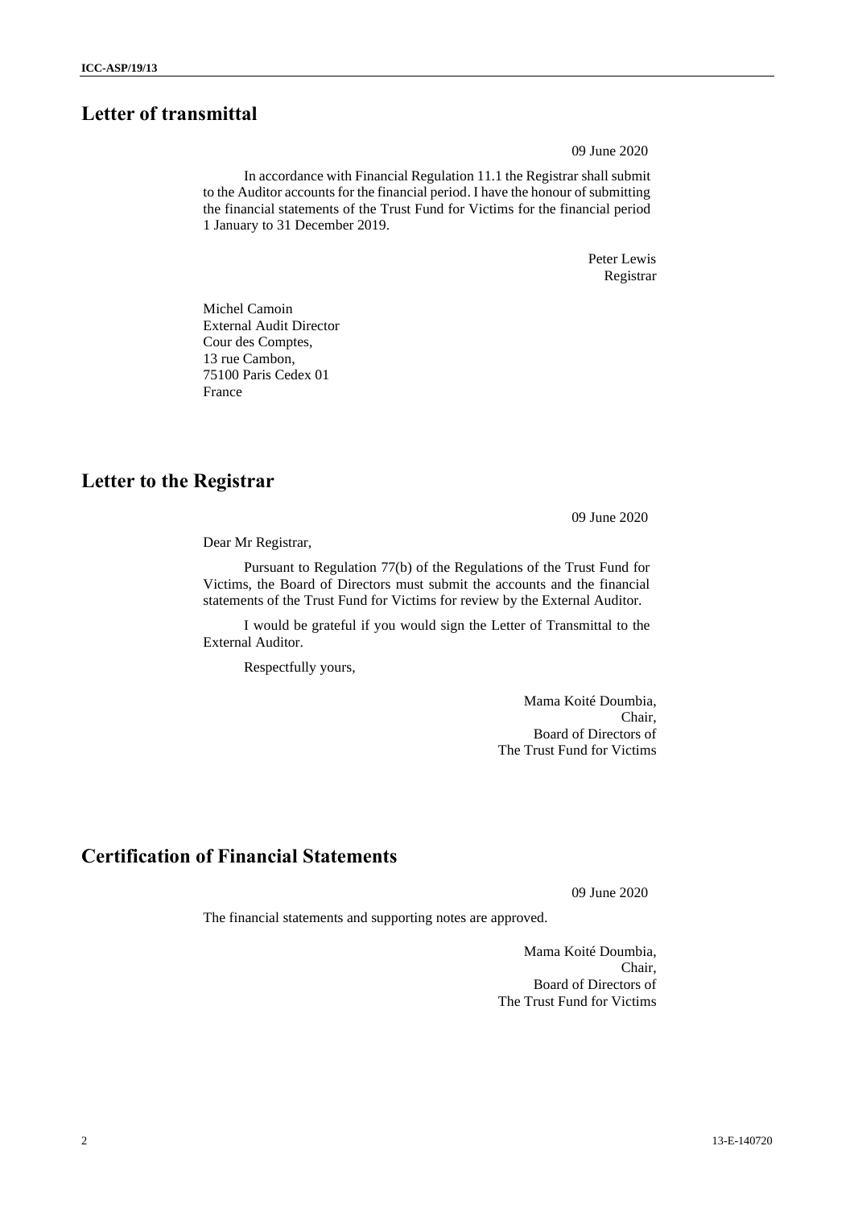## Letter of transmittal

09 June 2020

In accordance with Financial Regulation 11.1 the Registrar shall submit to the Auditor accounts for the financial period. I have the honour of submitting the financial statements of the Trust Fund for Victims for the financial period 1 January to 31 December 2019.

Peter Lewis
Registrar

Michel Camoin
External Audit Director
Cour des Comptes,
13 rue Cambon,
75100 Paris Cedex 01
France

## Letter to the Registrar

09 June 2020

Dear Mr Registrar,

Pursuant to Regulation 77(b) of the Regulations of the Trust Fund for Victims, the Board of Directors must submit the accounts and the financial statements of the Trust Fund for Victims for review by the External Auditor.

I would be grateful if you would sign the Letter of Transmittal to the External Auditor.

Respectfully yours,

Mama Koité Doumbia,
Chair,
Board of Directors of
The Trust Fund for Victims

## Certification of Financial Statements

09 June 2020

The financial statements and supporting notes are approved.

Mama Koité Doumbia,
Chair,
Board of Directors of
The Trust Fund for Victims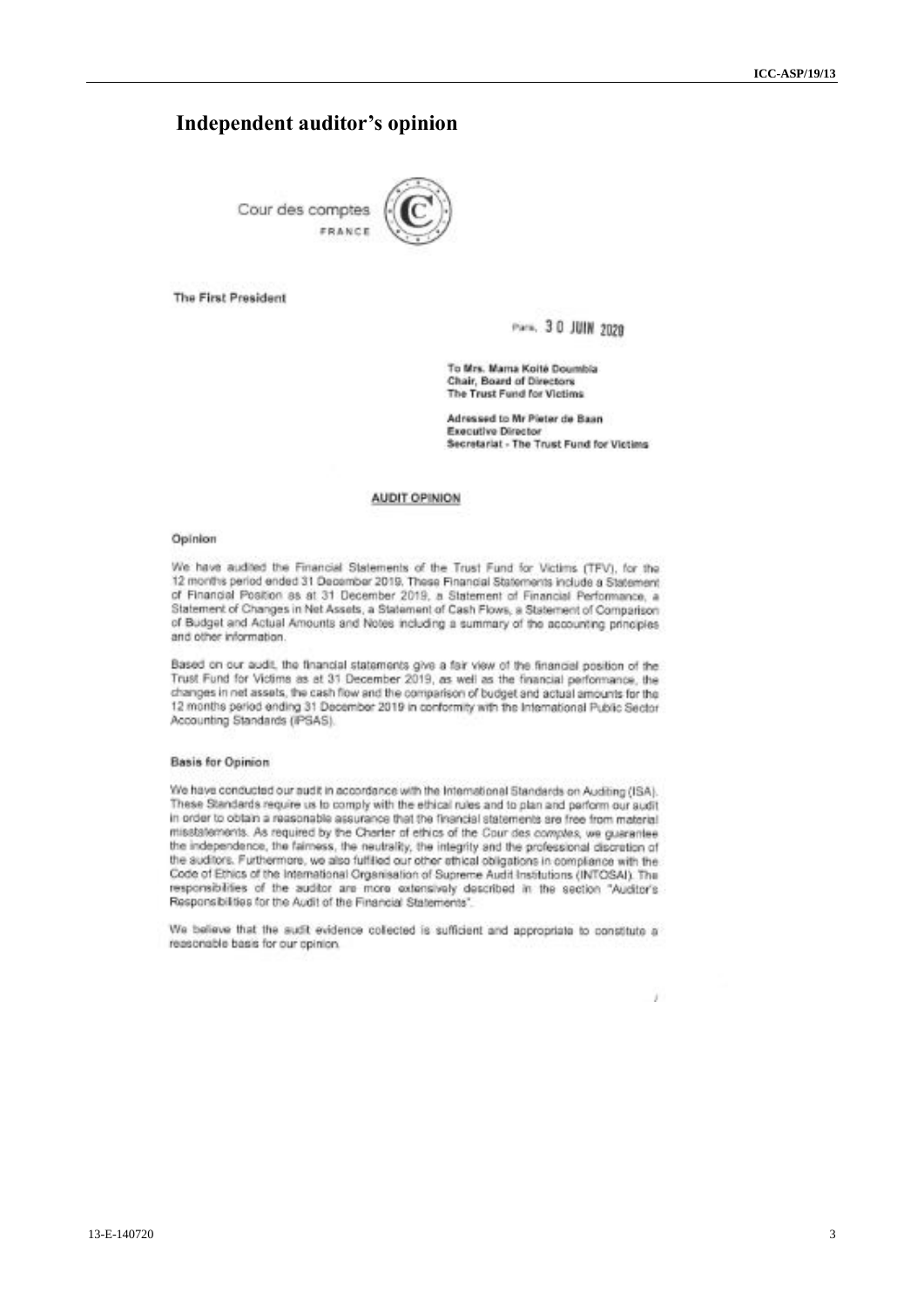# Independent auditor's opinion

Cour des comptes
FRANCE

The First President

Paris, 30 JUIN 2020

To Mrs. Mama Koité Doumbia
Chair, Board of Directors
The Trust Fund for Victims

Adressed to Mr Pieter de Baan
Executive Director
Secretariat - The Trust Fund for Victims

## AUDIT OPINION

### Opinion

We have audited the Financial Statements of the Trust Fund for Victims (TFV), for the 12 months period ended 31 December 2019. These Financial Statements include a Statement of Financial Position as at 31 December 2019, a Statement of Financial Performance, a Statement of Changes in Net Assets, a Statement of Cash Flows, a Statement of Comparison of Budget and Actual Amounts and Notes including a summary of the accounting principles and other information.

Based on our audit, the financial statements give a fair view of the financial position of the Trust Fund for Victims as at 31 December 2019, as well as the financial performance, the changes in net assets, the cash flow and the comparison of budget and actual amounts for the 12 months period ending 31 December 2019 in conformity with the International Public Sector Accounting Standards (IPSAS).

### Basis for Opinion

We have conducted our audit in accordance with the International Standards on Auditing (ISA). These Standards require us to comply with the ethical rules and to plan and perform our audit in order to obtain a reasonable assurance that the financial statements are free from material misstatements. As required by the Charter of ethics of the Cour des *comptes*, we guarantee the independence, the fairness, the neutrality, the integrity and the professional discretion of the auditors. Furthermore, we also fulfilled our other ethical obligations in compliance with the Code of Ethics of the International Organisation of Supreme Audit Institutions (INTOSAI). The responsibilities of the auditor are more extensively described in the section "Auditor's Responsibilities for the Audit of the Financial Statements".

We believe that the audit evidence collected is sufficient and appropriate to constitute a reasonable basis for our opinion.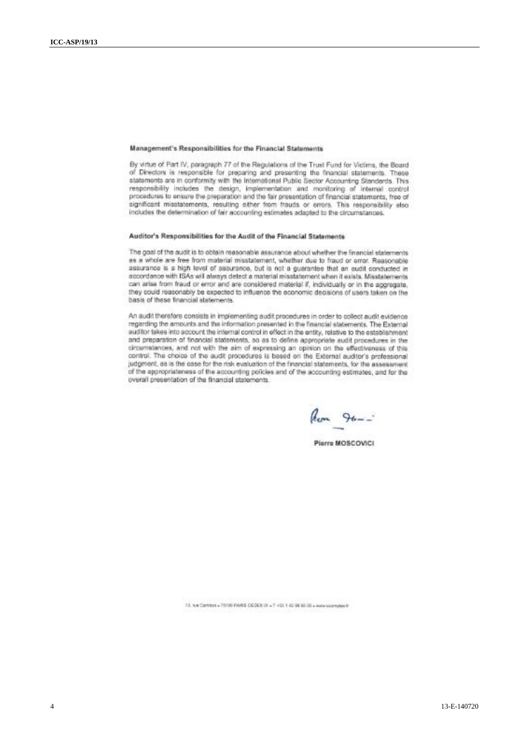### Management's Responsibilities for the Financial Statements

By virtue of Part IV, paragraph 77 of the Regulations of the Trust Fund for Victims, the Board of Directors is responsible for preparing and presenting the financial statements. These statements are in conformity with the International Public Sector Accounting Standards. This responsibility includes the design, implementation and monitoring of internal control procedures to ensure the preparation and the fair presentation of financial statements, free of significant misstatements, resulting either from frauds or errors. This responsibility also includes the determination of fair accounting estimates adapted to the circumstances.

### Auditor's Responsibilities for the Audit of the Financial Statements

The goal of the audit is to obtain reasonable assurance about whether the financial statements as a whole are free from material misstatement, whether due to fraud or error. Reasonable assurance is a high level of assurance, but is not a guarantee that an audit conducted in accordance with ISAs will always detect a material misstatement when it exists. Misstatements can arise from fraud or error and are considered material if, individually or in the aggregate, they could reasonably be expected to influence the economic decisions of users taken on the basis of these financial statements.

An audit therefore consists in implementing audit procedures in order to collect audit evidence regarding the amounts and the information presented in the financial statements. The External auditor takes into account the internal control in effect in the entity, relative to the establishment and preparation of financial statements, so as to define appropriate audit procedures in the circumstances, and not with the aim of expressing an opinion on the effectiveness of this control. The choice of the audit procedures is based on the External auditor's professional judgment, as is the case for the risk evaluation of the financial statements, for the assessment of the appropriateness of the accounting policies and of the accounting estimates, and for the overall presentation of the financial statements.

Pierre MOSCOVICI

13, rue Cambon • 75100 PARIS CEDEX 01 • T +33 1 42 98 95 00 • www.ccomptes.fr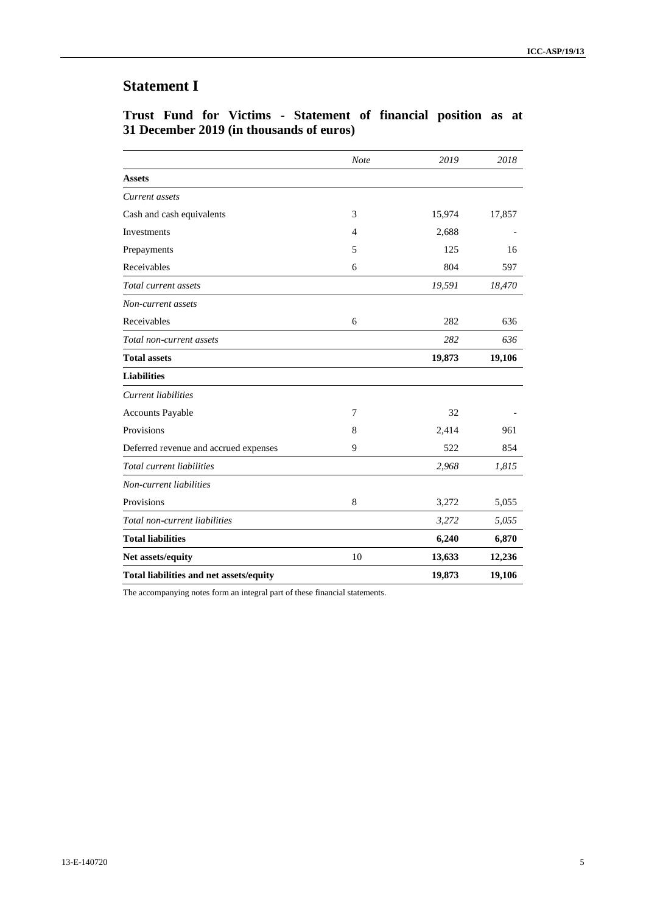# Statement I

## Trust Fund for Victims - Statement of financial position as at 31 December 2019 (in thousands of euros)

| | *Note* | *2019* | *2018* |
|---|---|---|---|
| **Assets** | | | |
| *Current assets* | | | |
| Cash and cash equivalents | 3 | 15,974 | 17,857 |
| Investments | 4 | 2,688 | - |
| Prepayments | 5 | 125 | 16 |
| Receivables | 6 | 804 | 597 |
| *Total current assets* | | *19,591* | *18,470* |
| *Non-current assets* | | | |
| Receivables | 6 | 282 | 636 |
| *Total non-current assets* | | *282* | *636* |
| **Total assets** | | **19,873** | **19,106** |
| **Liabilities** | | | |
| *Current liabilities* | | | |
| Accounts Payable | 7 | 32 | - |
| Provisions | 8 | 2,414 | 961 |
| Deferred revenue and accrued expenses | 9 | 522 | 854 |
| *Total current liabilities* | | *2,968* | *1,815* |
| *Non-current liabilities* | | | |
| Provisions | 8 | 3,272 | 5,055 |
| *Total non-current liabilities* | | *3,272* | *5,055* |
| **Total liabilities** | | **6,240** | **6,870** |
| **Net assets/equity** | 10 | **13,633** | **12,236** |
| **Total liabilities and net assets/equity** | | **19,873** | **19,106** |

The accompanying notes form an integral part of these financial statements.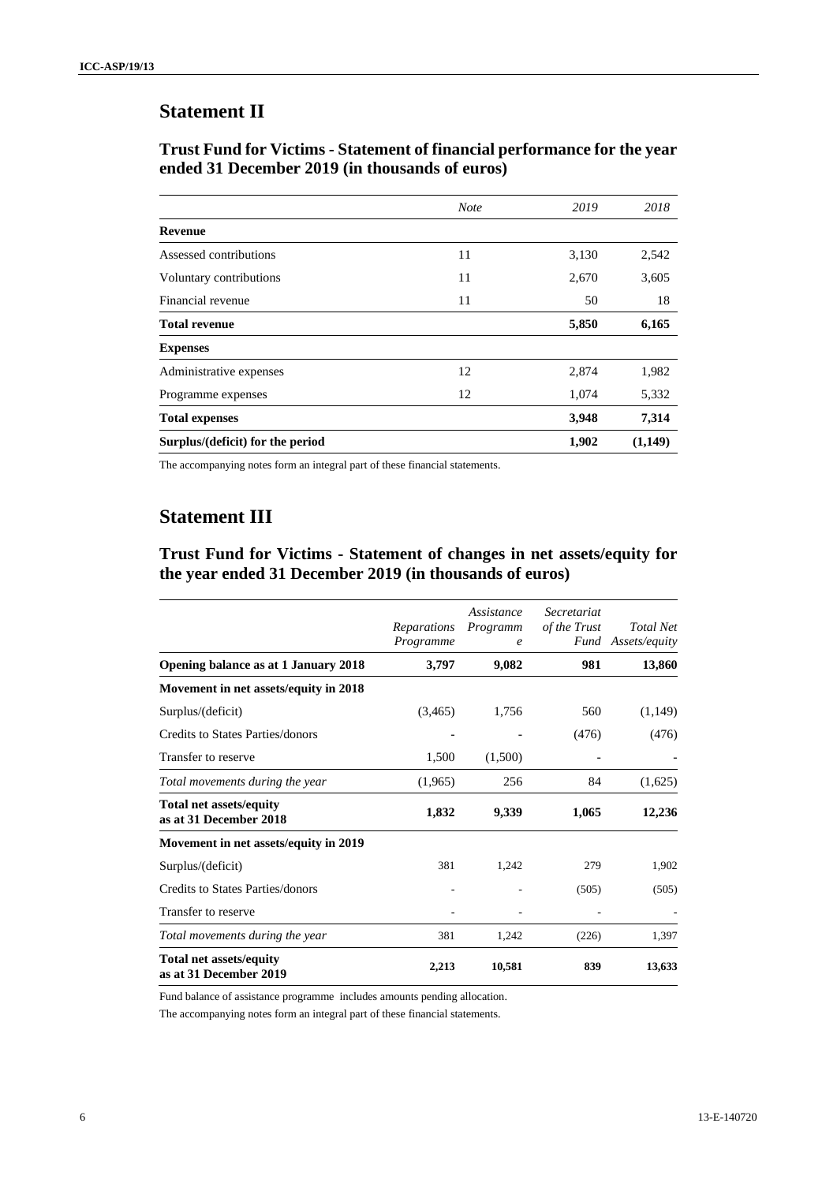## Statement II

### Trust Fund for Victims - Statement of financial performance for the year ended 31 December 2019 (in thousands of euros)

| | *Note* | *2019* | *2018* |
|---|---|---|---|
| **Revenue** | | | |
| Assessed contributions | 11 | 3,130 | 2,542 |
| Voluntary contributions | 11 | 2,670 | 3,605 |
| Financial revenue | 11 | 50 | 18 |
| **Total revenue** | | **5,850** | **6,165** |
| **Expenses** | | | |
| Administrative expenses | 12 | 2,874 | 1,982 |
| Programme expenses | 12 | 1,074 | 5,332 |
| **Total expenses** | | **3,948** | **7,314** |
| **Surplus/(deficit) for the period** | | **1,902** | **(1,149)** |

The accompanying notes form an integral part of these financial statements.

## Statement III

### Trust Fund for Victims - Statement of changes in net assets/equity for the year ended 31 December 2019 (in thousands of euros)

| | *Reparations Programme* | *Assistance Programme* | *Secretariat of the Trust Fund* | *Total Net Assets/equity* |
|---|---|---|---|---|
| **Opening balance as at 1 January 2018** | **3,797** | **9,082** | **981** | **13,860** |
| **Movement in net assets/equity in 2018** | | | | |
| Surplus/(deficit) | (3,465) | 1,756 | 560 | (1,149) |
| Credits to States Parties/donors | - | - | (476) | (476) |
| Transfer to reserve | 1,500 | (1,500) | - | - |
| *Total movements during the year* | (1,965) | 256 | 84 | (1,625) |
| **Total net assets/equity as at 31 December 2018** | **1,832** | **9,339** | **1,065** | **12,236** |
| **Movement in net assets/equity in 2019** | | | | |
| Surplus/(deficit) | 381 | 1,242 | 279 | 1,902 |
| Credits to States Parties/donors | - | - | (505) | (505) |
| Transfer to reserve | - | - | - | - |
| *Total movements during the year* | 381 | 1,242 | (226) | 1,397 |
| **Total net assets/equity as at 31 December 2019** | **2,213** | **10,581** | **839** | **13,633** |

Fund balance of assistance programme includes amounts pending allocation.

The accompanying notes form an integral part of these financial statements.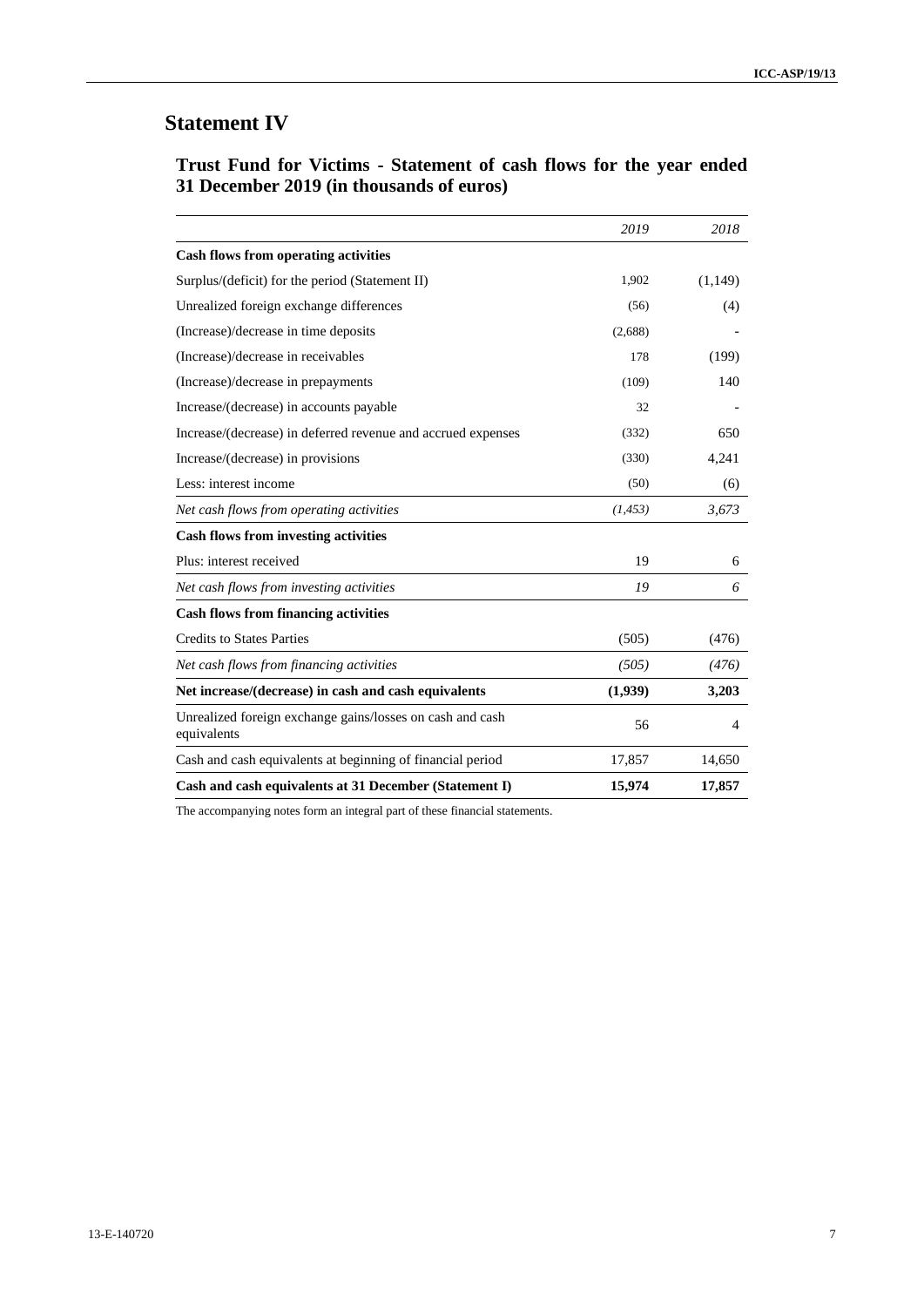# Statement IV

## Trust Fund for Victims - Statement of cash flows for the year ended 31 December 2019 (in thousands of euros)

| | *2019* | *2018* |
|---|---|---|
| **Cash flows from operating activities** | | |
| Surplus/(deficit) for the period (Statement II) | 1,902 | (1,149) |
| Unrealized foreign exchange differences | (56) | (4) |
| (Increase)/decrease in time deposits | (2,688) | - |
| (Increase)/decrease in receivables | 178 | (199) |
| (Increase)/decrease in prepayments | (109) | 140 |
| Increase/(decrease) in accounts payable | 32 | - |
| Increase/(decrease) in deferred revenue and accrued expenses | (332) | 650 |
| Increase/(decrease) in provisions | (330) | 4,241 |
| Less: interest income | (50) | (6) |
| *Net cash flows from operating activities* | *(1,453)* | *3,673* |
| **Cash flows from investing activities** | | |
| Plus: interest received | 19 | 6 |
| *Net cash flows from investing activities* | *19* | *6* |
| **Cash flows from financing activities** | | |
| Credits to States Parties | (505) | (476) |
| *Net cash flows from financing activities* | *(505)* | *(476)* |
| **Net increase/(decrease) in cash and cash equivalents** | **(1,939)** | **3,203** |
| Unrealized foreign exchange gains/losses on cash and cash equivalents | 56 | 4 |
| Cash and cash equivalents at beginning of financial period | 17,857 | 14,650 |
| **Cash and cash equivalents at 31 December (Statement I)** | **15,974** | **17,857** |

The accompanying notes form an integral part of these financial statements.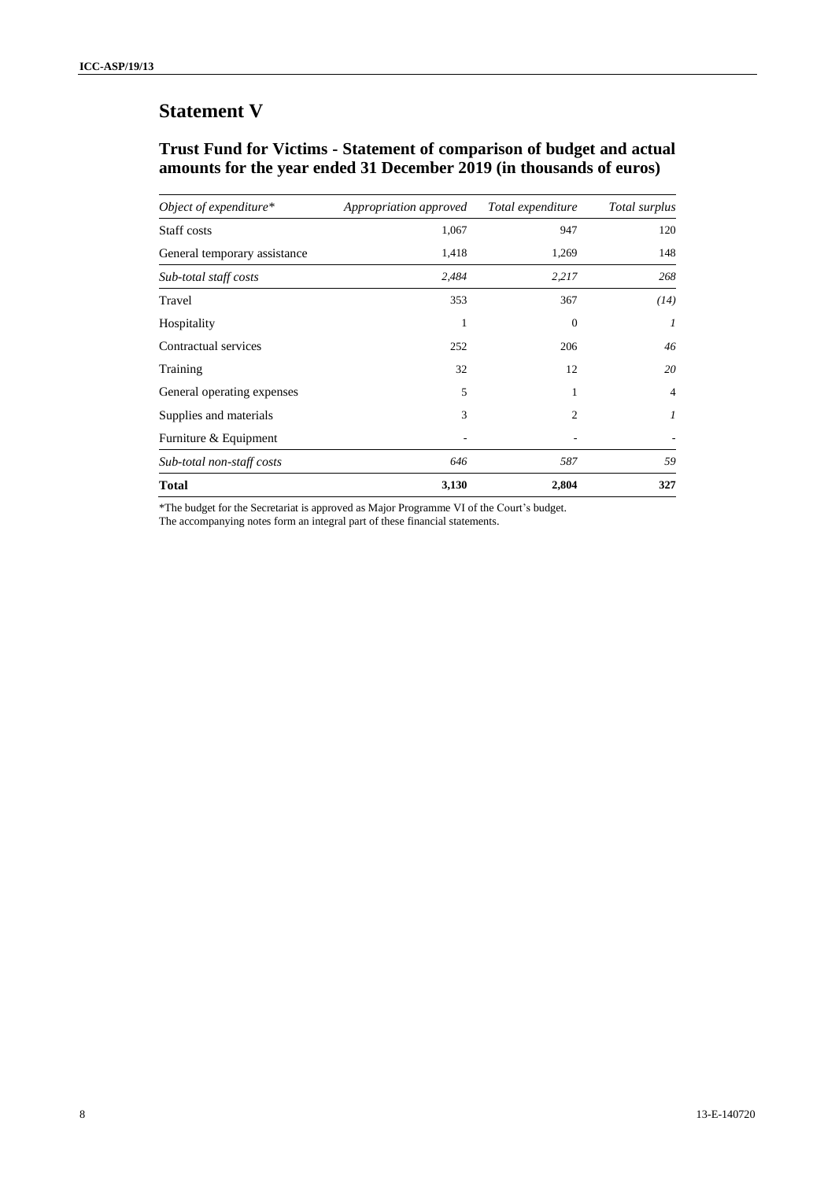# Statement V

## Trust Fund for Victims - Statement of comparison of budget and actual amounts for the year ended 31 December 2019 (in thousands of euros)

| *Object of expenditure** | *Appropriation approved* | *Total expenditure* | *Total surplus* |
|---|---|---|---|
| Staff costs | 1,067 | 947 | 120 |
| General temporary assistance | 1,418 | 1,269 | 148 |
| *Sub-total staff costs* | *2,484* | *2,217* | *268* |
| Travel | 353 | 367 | *(14)* |
| Hospitality | 1 | 0 | *1* |
| Contractual services | 252 | 206 | *46* |
| Training | 32 | 12 | *20* |
| General operating expenses | 5 | 1 | 4 |
| Supplies and materials | 3 | 2 | *1* |
| Furniture & Equipment | - | - | - |
| *Sub-total non-staff costs* | *646* | *587* | *59* |
| **Total** | **3,130** | **2,804** | **327** |

*The budget for the Secretariat is approved as Major Programme VI of the Court's budget.
The accompanying notes form an integral part of these financial statements.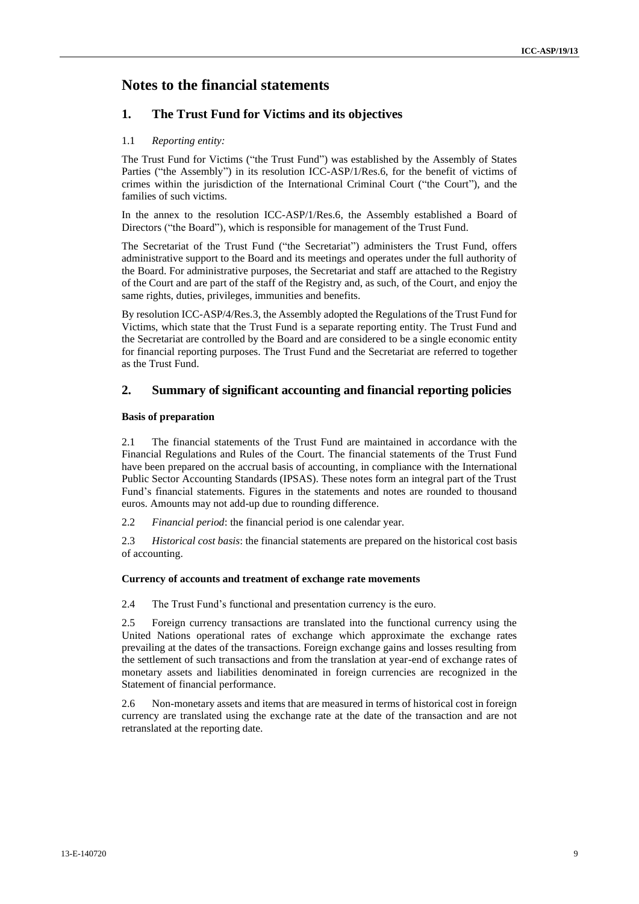# Notes to the financial statements

## 1. The Trust Fund for Victims and its objectives

1.1 *Reporting entity:*

The Trust Fund for Victims ("the Trust Fund") was established by the Assembly of States Parties ("the Assembly") in its resolution ICC-ASP/1/Res.6, for the benefit of victims of crimes within the jurisdiction of the International Criminal Court ("the Court"), and the families of such victims.

In the annex to the resolution ICC-ASP/1/Res.6, the Assembly established a Board of Directors ("the Board"), which is responsible for management of the Trust Fund.

The Secretariat of the Trust Fund ("the Secretariat") administers the Trust Fund, offers administrative support to the Board and its meetings and operates under the full authority of the Board. For administrative purposes, the Secretariat and staff are attached to the Registry of the Court and are part of the staff of the Registry and, as such, of the Court, and enjoy the same rights, duties, privileges, immunities and benefits.

By resolution ICC-ASP/4/Res.3, the Assembly adopted the Regulations of the Trust Fund for Victims, which state that the Trust Fund is a separate reporting entity. The Trust Fund and the Secretariat are controlled by the Board and are considered to be a single economic entity for financial reporting purposes. The Trust Fund and the Secretariat are referred to together as the Trust Fund.

## 2. Summary of significant accounting and financial reporting policies

### Basis of preparation

2.1 The financial statements of the Trust Fund are maintained in accordance with the Financial Regulations and Rules of the Court. The financial statements of the Trust Fund have been prepared on the accrual basis of accounting, in compliance with the International Public Sector Accounting Standards (IPSAS). These notes form an integral part of the Trust Fund's financial statements. Figures in the statements and notes are rounded to thousand euros. Amounts may not add-up due to rounding difference.

2.2 *Financial period*: the financial period is one calendar year.

2.3 *Historical cost basis*: the financial statements are prepared on the historical cost basis of accounting.

### Currency of accounts and treatment of exchange rate movements

2.4 The Trust Fund's functional and presentation currency is the euro.

2.5 Foreign currency transactions are translated into the functional currency using the United Nations operational rates of exchange which approximate the exchange rates prevailing at the dates of the transactions. Foreign exchange gains and losses resulting from the settlement of such transactions and from the translation at year-end of exchange rates of monetary assets and liabilities denominated in foreign currencies are recognized in the Statement of financial performance.

2.6 Non-monetary assets and items that are measured in terms of historical cost in foreign currency are translated using the exchange rate at the date of the transaction and are not retranslated at the reporting date.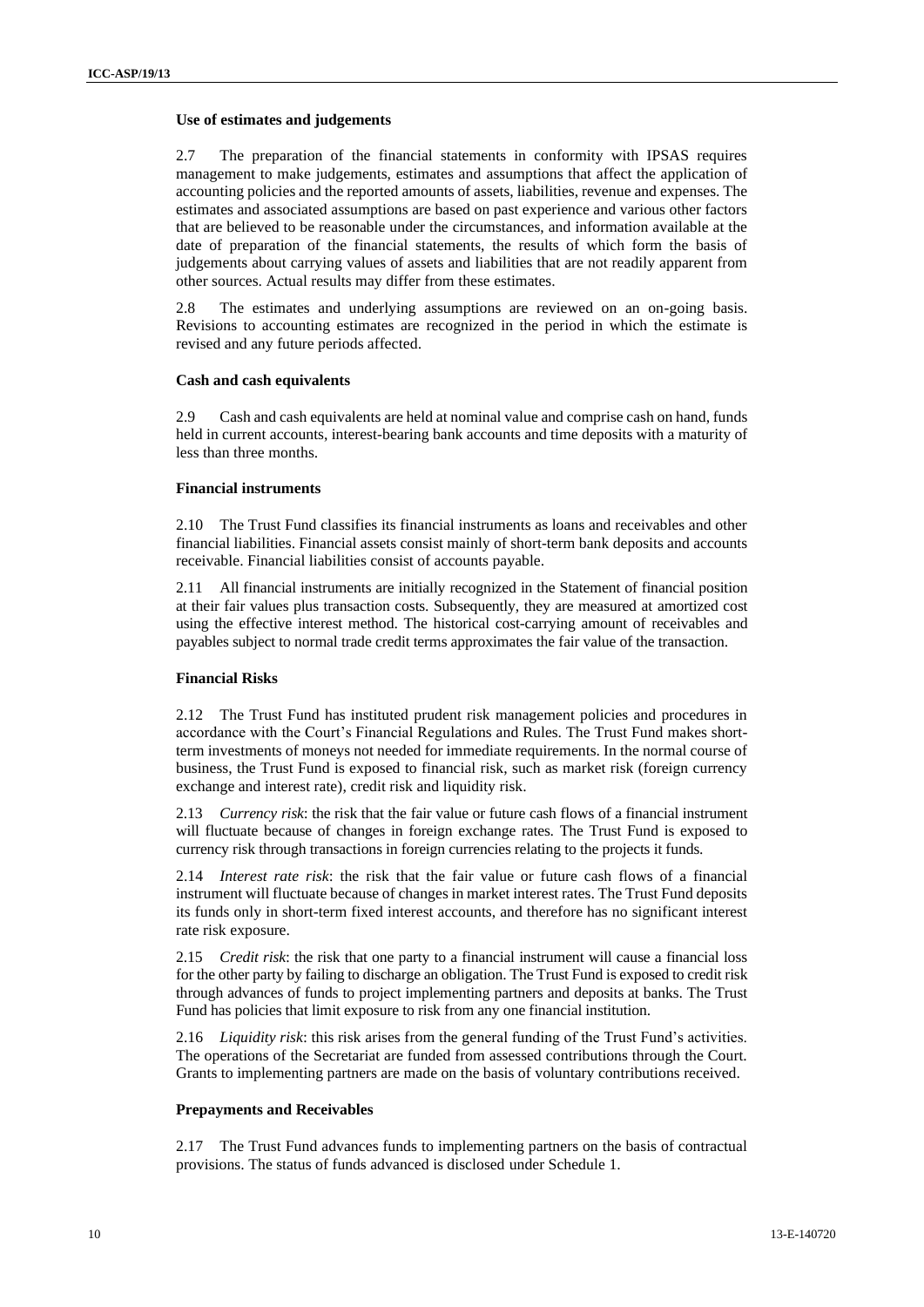### Use of estimates and judgements

2.7 The preparation of the financial statements in conformity with IPSAS requires management to make judgements, estimates and assumptions that affect the application of accounting policies and the reported amounts of assets, liabilities, revenue and expenses. The estimates and associated assumptions are based on past experience and various other factors that are believed to be reasonable under the circumstances, and information available at the date of preparation of the financial statements, the results of which form the basis of judgements about carrying values of assets and liabilities that are not readily apparent from other sources. Actual results may differ from these estimates.

2.8 The estimates and underlying assumptions are reviewed on an on-going basis. Revisions to accounting estimates are recognized in the period in which the estimate is revised and any future periods affected.

### Cash and cash equivalents

2.9 Cash and cash equivalents are held at nominal value and comprise cash on hand, funds held in current accounts, interest-bearing bank accounts and time deposits with a maturity of less than three months.

### Financial instruments

2.10 The Trust Fund classifies its financial instruments as loans and receivables and other financial liabilities. Financial assets consist mainly of short-term bank deposits and accounts receivable. Financial liabilities consist of accounts payable.

2.11 All financial instruments are initially recognized in the Statement of financial position at their fair values plus transaction costs. Subsequently, they are measured at amortized cost using the effective interest method. The historical cost-carrying amount of receivables and payables subject to normal trade credit terms approximates the fair value of the transaction.

### Financial Risks

2.12 The Trust Fund has instituted prudent risk management policies and procedures in accordance with the Court's Financial Regulations and Rules. The Trust Fund makes short-term investments of moneys not needed for immediate requirements. In the normal course of business, the Trust Fund is exposed to financial risk, such as market risk (foreign currency exchange and interest rate), credit risk and liquidity risk.

2.13 *Currency risk*: the risk that the fair value or future cash flows of a financial instrument will fluctuate because of changes in foreign exchange rates. The Trust Fund is exposed to currency risk through transactions in foreign currencies relating to the projects it funds.

2.14 *Interest rate risk*: the risk that the fair value or future cash flows of a financial instrument will fluctuate because of changes in market interest rates. The Trust Fund deposits its funds only in short-term fixed interest accounts, and therefore has no significant interest rate risk exposure.

2.15 *Credit risk*: the risk that one party to a financial instrument will cause a financial loss for the other party by failing to discharge an obligation. The Trust Fund is exposed to credit risk through advances of funds to project implementing partners and deposits at banks. The Trust Fund has policies that limit exposure to risk from any one financial institution.

2.16 *Liquidity risk*: this risk arises from the general funding of the Trust Fund's activities. The operations of the Secretariat are funded from assessed contributions through the Court. Grants to implementing partners are made on the basis of voluntary contributions received.

### Prepayments and Receivables

2.17 The Trust Fund advances funds to implementing partners on the basis of contractual provisions. The status of funds advanced is disclosed under Schedule 1.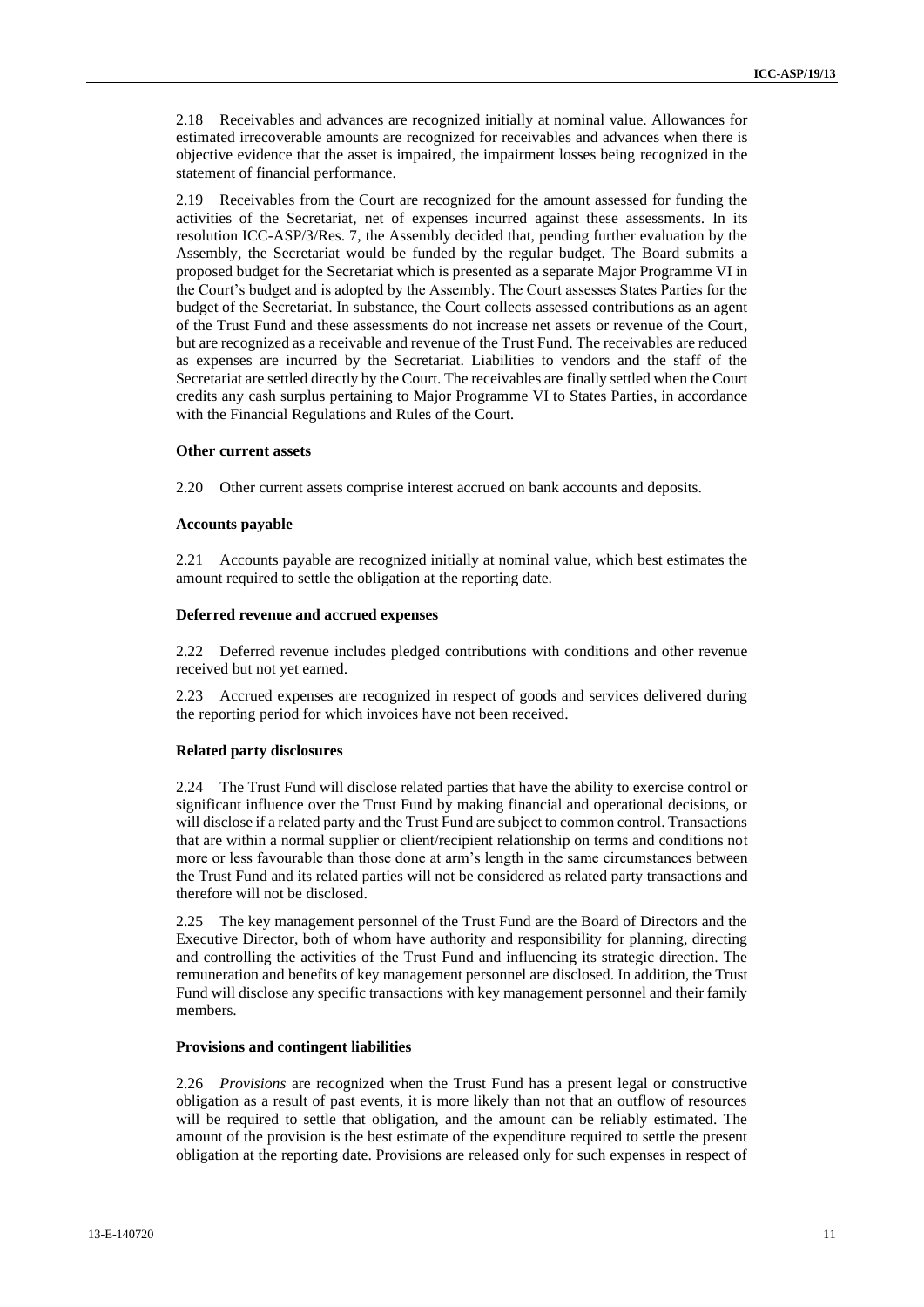2.18 Receivables and advances are recognized initially at nominal value. Allowances for estimated irrecoverable amounts are recognized for receivables and advances when there is objective evidence that the asset is impaired, the impairment losses being recognized in the statement of financial performance.

2.19 Receivables from the Court are recognized for the amount assessed for funding the activities of the Secretariat, net of expenses incurred against these assessments. In its resolution ICC-ASP/3/Res. 7, the Assembly decided that, pending further evaluation by the Assembly, the Secretariat would be funded by the regular budget. The Board submits a proposed budget for the Secretariat which is presented as a separate Major Programme VI in the Court's budget and is adopted by the Assembly. The Court assesses States Parties for the budget of the Secretariat. In substance, the Court collects assessed contributions as an agent of the Trust Fund and these assessments do not increase net assets or revenue of the Court, but are recognized as a receivable and revenue of the Trust Fund. The receivables are reduced as expenses are incurred by the Secretariat. Liabilities to vendors and the staff of the Secretariat are settled directly by the Court. The receivables are finally settled when the Court credits any cash surplus pertaining to Major Programme VI to States Parties, in accordance with the Financial Regulations and Rules of the Court.

**Other current assets**

2.20 Other current assets comprise interest accrued on bank accounts and deposits.

**Accounts payable**

2.21 Accounts payable are recognized initially at nominal value, which best estimates the amount required to settle the obligation at the reporting date.

**Deferred revenue and accrued expenses**

2.22 Deferred revenue includes pledged contributions with conditions and other revenue received but not yet earned.

2.23 Accrued expenses are recognized in respect of goods and services delivered during the reporting period for which invoices have not been received.

**Related party disclosures**

2.24 The Trust Fund will disclose related parties that have the ability to exercise control or significant influence over the Trust Fund by making financial and operational decisions, or will disclose if a related party and the Trust Fund are subject to common control. Transactions that are within a normal supplier or client/recipient relationship on terms and conditions not more or less favourable than those done at arm's length in the same circumstances between the Trust Fund and its related parties will not be considered as related party transactions and therefore will not be disclosed.

2.25 The key management personnel of the Trust Fund are the Board of Directors and the Executive Director, both of whom have authority and responsibility for planning, directing and controlling the activities of the Trust Fund and influencing its strategic direction. The remuneration and benefits of key management personnel are disclosed. In addition, the Trust Fund will disclose any specific transactions with key management personnel and their family members.

**Provisions and contingent liabilities**

2.26 *Provisions* are recognized when the Trust Fund has a present legal or constructive obligation as a result of past events, it is more likely than not that an outflow of resources will be required to settle that obligation, and the amount can be reliably estimated. The amount of the provision is the best estimate of the expenditure required to settle the present obligation at the reporting date. Provisions are released only for such expenses in respect of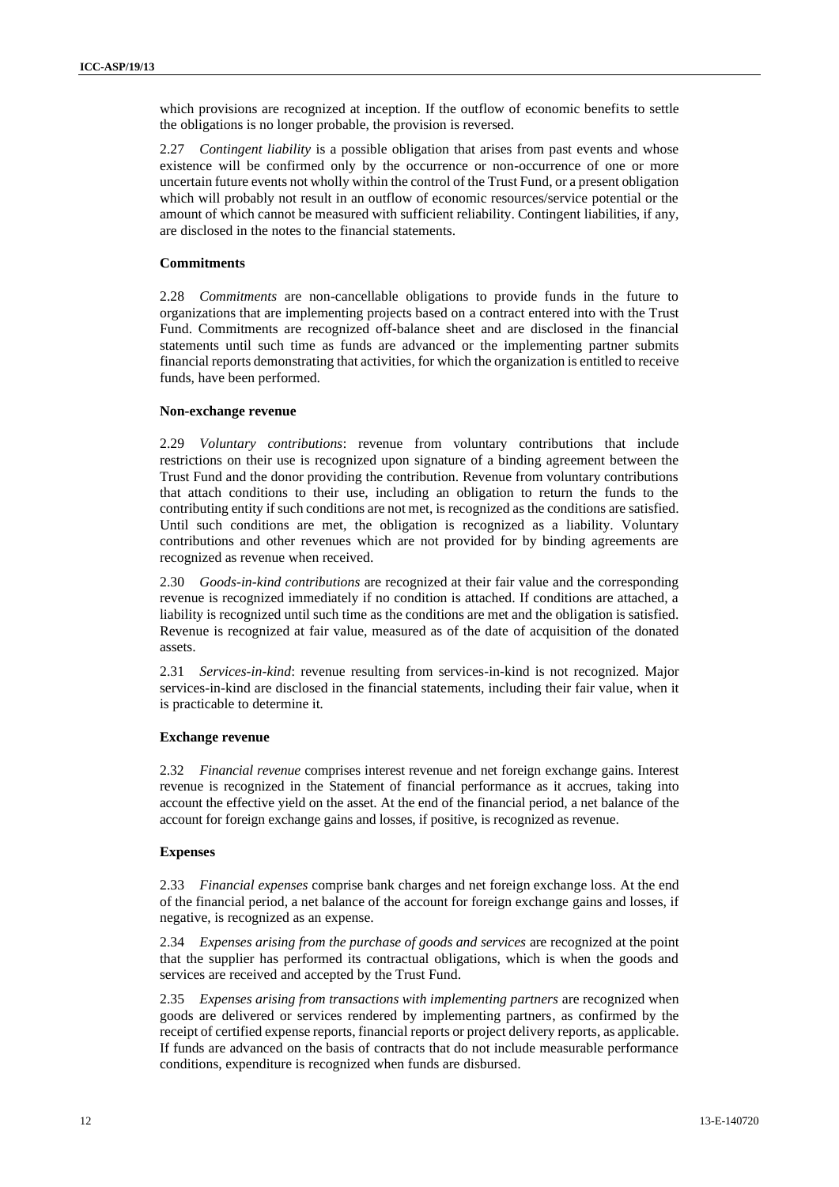which provisions are recognized at inception. If the outflow of economic benefits to settle the obligations is no longer probable, the provision is reversed.

2.27 *Contingent liability* is a possible obligation that arises from past events and whose existence will be confirmed only by the occurrence or non-occurrence of one or more uncertain future events not wholly within the control of the Trust Fund, or a present obligation which will probably not result in an outflow of economic resources/service potential or the amount of which cannot be measured with sufficient reliability. Contingent liabilities, if any, are disclosed in the notes to the financial statements.

#### Commitments

2.28 *Commitments* are non-cancellable obligations to provide funds in the future to organizations that are implementing projects based on a contract entered into with the Trust Fund. Commitments are recognized off-balance sheet and are disclosed in the financial statements until such time as funds are advanced or the implementing partner submits financial reports demonstrating that activities, for which the organization is entitled to receive funds, have been performed.

#### Non-exchange revenue

2.29 *Voluntary contributions*: revenue from voluntary contributions that include restrictions on their use is recognized upon signature of a binding agreement between the Trust Fund and the donor providing the contribution. Revenue from voluntary contributions that attach conditions to their use, including an obligation to return the funds to the contributing entity if such conditions are not met, is recognized as the conditions are satisfied. Until such conditions are met, the obligation is recognized as a liability. Voluntary contributions and other revenues which are not provided for by binding agreements are recognized as revenue when received.

2.30 *Goods-in-kind contributions* are recognized at their fair value and the corresponding revenue is recognized immediately if no condition is attached. If conditions are attached, a liability is recognized until such time as the conditions are met and the obligation is satisfied. Revenue is recognized at fair value, measured as of the date of acquisition of the donated assets.

2.31 *Services-in-kind*: revenue resulting from services-in-kind is not recognized. Major services-in-kind are disclosed in the financial statements, including their fair value, when it is practicable to determine it.

#### Exchange revenue

2.32 *Financial revenue* comprises interest revenue and net foreign exchange gains. Interest revenue is recognized in the Statement of financial performance as it accrues, taking into account the effective yield on the asset. At the end of the financial period, a net balance of the account for foreign exchange gains and losses, if positive, is recognized as revenue.

#### Expenses

2.33 *Financial expenses* comprise bank charges and net foreign exchange loss. At the end of the financial period, a net balance of the account for foreign exchange gains and losses, if negative, is recognized as an expense.

2.34 *Expenses arising from the purchase of goods and services* are recognized at the point that the supplier has performed its contractual obligations, which is when the goods and services are received and accepted by the Trust Fund.

2.35 *Expenses arising from transactions with implementing partners* are recognized when goods are delivered or services rendered by implementing partners, as confirmed by the receipt of certified expense reports, financial reports or project delivery reports, as applicable. If funds are advanced on the basis of contracts that do not include measurable performance conditions, expenditure is recognized when funds are disbursed.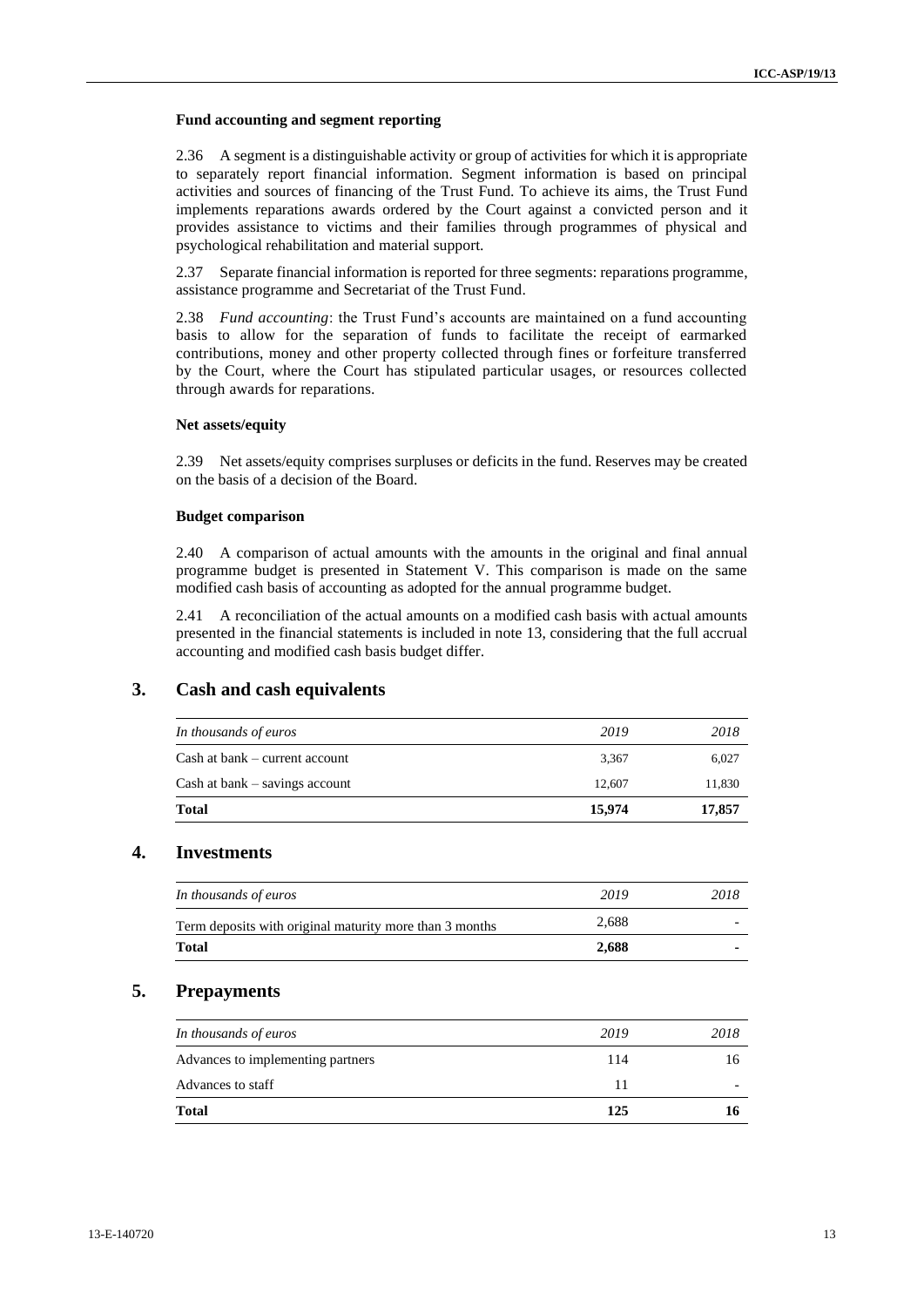#### Fund accounting and segment reporting

2.36 A segment is a distinguishable activity or group of activities for which it is appropriate to separately report financial information. Segment information is based on principal activities and sources of financing of the Trust Fund. To achieve its aims, the Trust Fund implements reparations awards ordered by the Court against a convicted person and it provides assistance to victims and their families through programmes of physical and psychological rehabilitation and material support.

2.37 Separate financial information is reported for three segments: reparations programme, assistance programme and Secretariat of the Trust Fund.

2.38 *Fund accounting*: the Trust Fund's accounts are maintained on a fund accounting basis to allow for the separation of funds to facilitate the receipt of earmarked contributions, money and other property collected through fines or forfeiture transferred by the Court, where the Court has stipulated particular usages, or resources collected through awards for reparations.

#### Net assets/equity

2.39 Net assets/equity comprises surpluses or deficits in the fund. Reserves may be created on the basis of a decision of the Board.

#### Budget comparison

2.40 A comparison of actual amounts with the amounts in the original and final annual programme budget is presented in Statement V. This comparison is made on the same modified cash basis of accounting as adopted for the annual programme budget.

2.41 A reconciliation of the actual amounts on a modified cash basis with actual amounts presented in the financial statements is included in note 13, considering that the full accrual accounting and modified cash basis budget differ.

## 3. Cash and cash equivalents

| *In thousands of euros* | *2019* | *2018* |
|---|---|---|
| Cash at bank – current account | 3,367 | 6,027 |
| Cash at bank – savings account | 12,607 | 11,830 |
| **Total** | **15,974** | **17,857** |

## 4. Investments

| *In thousands of euros* | *2019* | *2018* |
|---|---|---|
| Term deposits with original maturity more than 3 months | 2,688 | - |
| **Total** | **2,688** | **-** |

## 5. Prepayments

| *In thousands of euros* | *2019* | *2018* |
|---|---|---|
| Advances to implementing partners | 114 | 16 |
| Advances to staff | 11 | - |
| **Total** | **125** | **16** |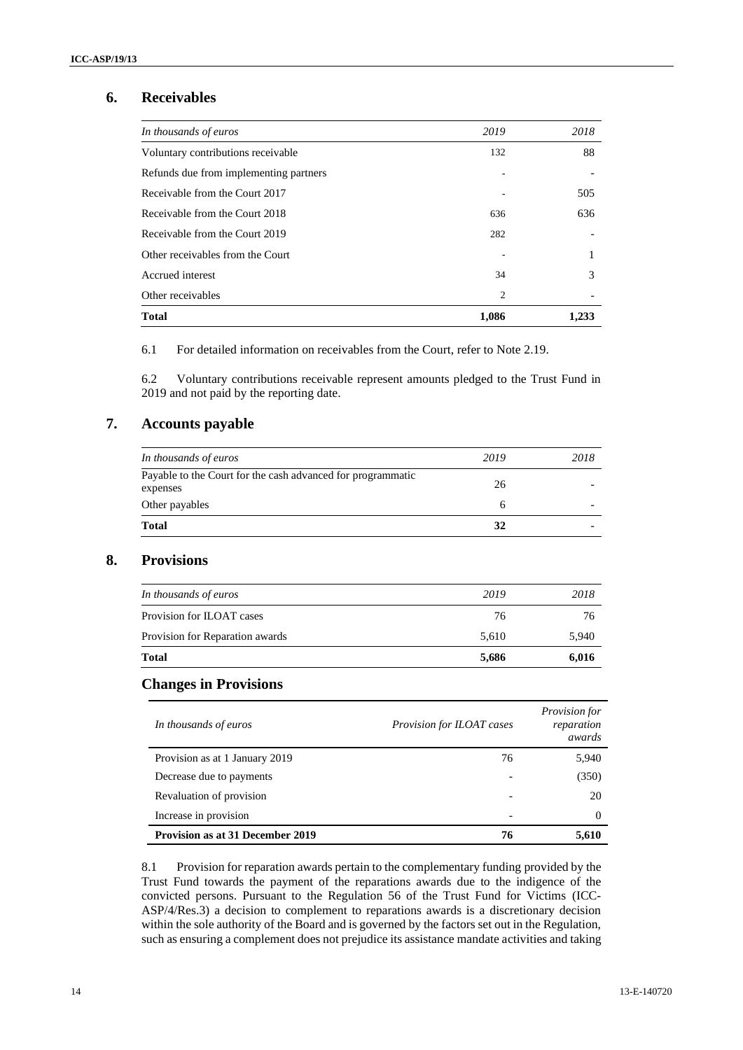## 6. Receivables

| *In thousands of euros* | *2019* | *2018* |
|---|---|---|
| Voluntary contributions receivable | 132 | 88 |
| Refunds due from implementing partners | - | - |
| Receivable from the Court 2017 | - | 505 |
| Receivable from the Court 2018 | 636 | 636 |
| Receivable from the Court 2019 | 282 | - |
| Other receivables from the Court | - | 1 |
| Accrued interest | 34 | 3 |
| Other receivables | 2 | - |
| **Total** | **1,086** | **1,233** |

6.1 For detailed information on receivables from the Court, refer to Note 2.19.

6.2 Voluntary contributions receivable represent amounts pledged to the Trust Fund in 2019 and not paid by the reporting date.

## 7. Accounts payable

| *In thousands of euros* | *2019* | *2018* |
|---|---|---|
| Payable to the Court for the cash advanced for programmatic expenses | 26 | - |
| Other payables | 6 | - |
| **Total** | **32** | - |

## 8. Provisions

| *In thousands of euros* | *2019* | *2018* |
|---|---|---|
| Provision for ILOAT cases | 76 | 76 |
| Provision for Reparation awards | 5,610 | 5,940 |
| **Total** | **5,686** | **6,016** |

### Changes in Provisions

| *In thousands of euros* | *Provision for ILOAT cases* | *Provision for reparation awards* |
|---|---|---|
| Provision as at 1 January 2019 | 76 | 5,940 |
| Decrease due to payments | - | (350) |
| Revaluation of provision | - | 20 |
| Increase in provision | - | 0 |
| **Provision as at 31 December 2019** | **76** | **5,610** |

8.1 Provision for reparation awards pertain to the complementary funding provided by the Trust Fund towards the payment of the reparations awards due to the indigence of the convicted persons. Pursuant to the Regulation 56 of the Trust Fund for Victims (ICC-ASP/4/Res.3) a decision to complement to reparations awards is a discretionary decision within the sole authority of the Board and is governed by the factors set out in the Regulation, such as ensuring a complement does not prejudice its assistance mandate activities and taking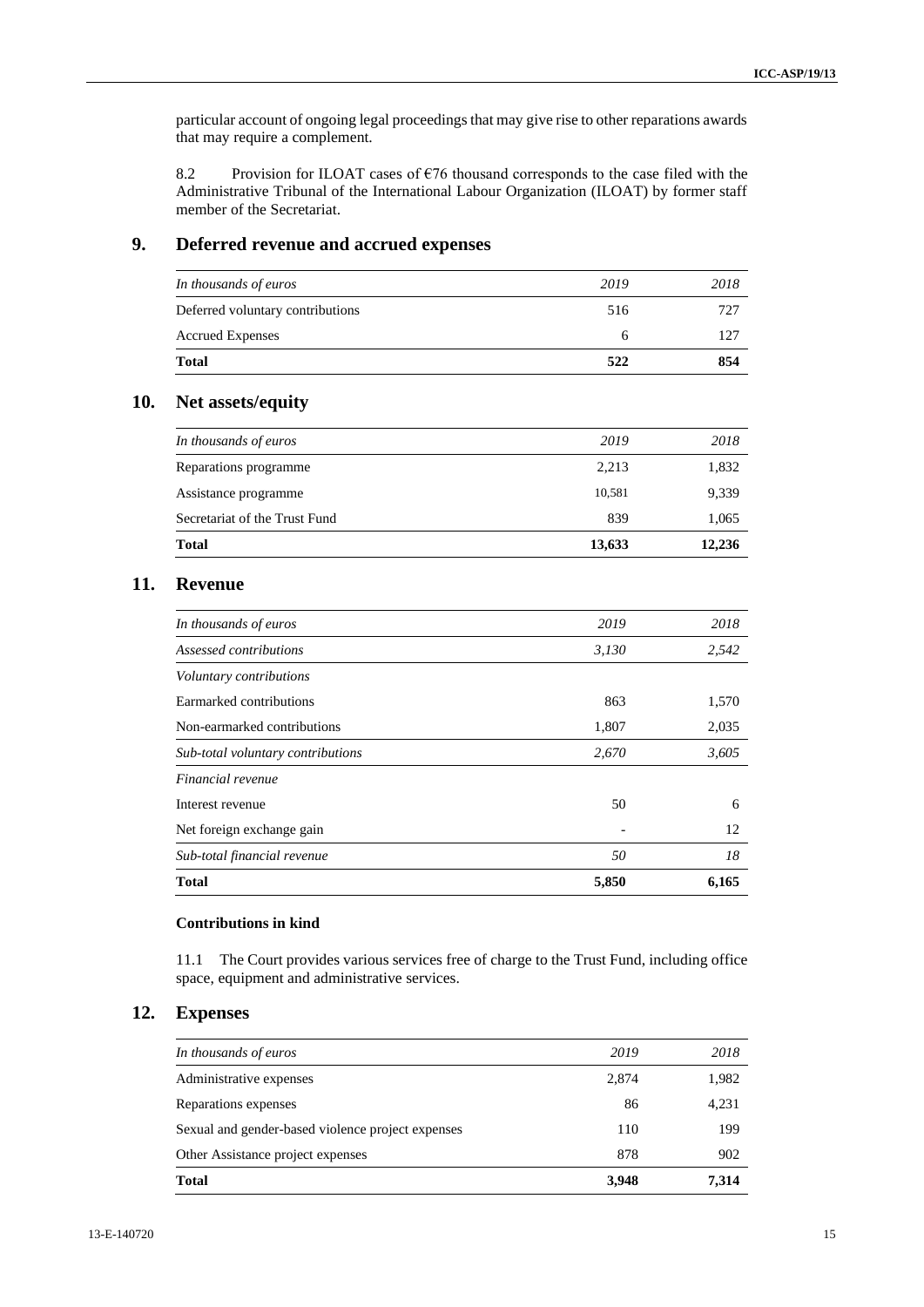particular account of ongoing legal proceedings that may give rise to other reparations awards that may require a complement.

8.2 Provision for ILOAT cases of €76 thousand corresponds to the case filed with the Administrative Tribunal of the International Labour Organization (ILOAT) by former staff member of the Secretariat.

## 9. Deferred revenue and accrued expenses

| *In thousands of euros* | *2019* | *2018* |
|---|---|---|
| Deferred voluntary contributions | 516 | 727 |
| Accrued Expenses | 6 | 127 |
| **Total** | **522** | **854** |

## 10. Net assets/equity

| *In thousands of euros* | *2019* | *2018* |
|---|---|---|
| Reparations programme | 2,213 | 1,832 |
| Assistance programme | 10,581 | 9,339 |
| Secretariat of the Trust Fund | 839 | 1,065 |
| **Total** | **13,633** | **12,236** |

## 11. Revenue

| *In thousands of euros* | *2019* | *2018* |
|---|---|---|
| *Assessed contributions* | *3,130* | *2,542* |
| *Voluntary contributions* | | |
| Earmarked contributions | 863 | 1,570 |
| Non-earmarked contributions | 1,807 | 2,035 |
| *Sub-total voluntary contributions* | *2,670* | *3,605* |
| *Financial revenue* | | |
| Interest revenue | 50 | 6 |
| Net foreign exchange gain | - | 12 |
| *Sub-total financial revenue* | *50* | *18* |
| **Total** | **5,850** | **6,165** |

**Contributions in kind**

11.1 The Court provides various services free of charge to the Trust Fund, including office space, equipment and administrative services.

## 12. Expenses

| *In thousands of euros* | *2019* | *2018* |
|---|---|---|
| Administrative expenses | 2,874 | 1,982 |
| Reparations expenses | 86 | 4,231 |
| Sexual and gender-based violence project expenses | 110 | 199 |
| Other Assistance project expenses | 878 | 902 |
| **Total** | **3,948** | **7,314** |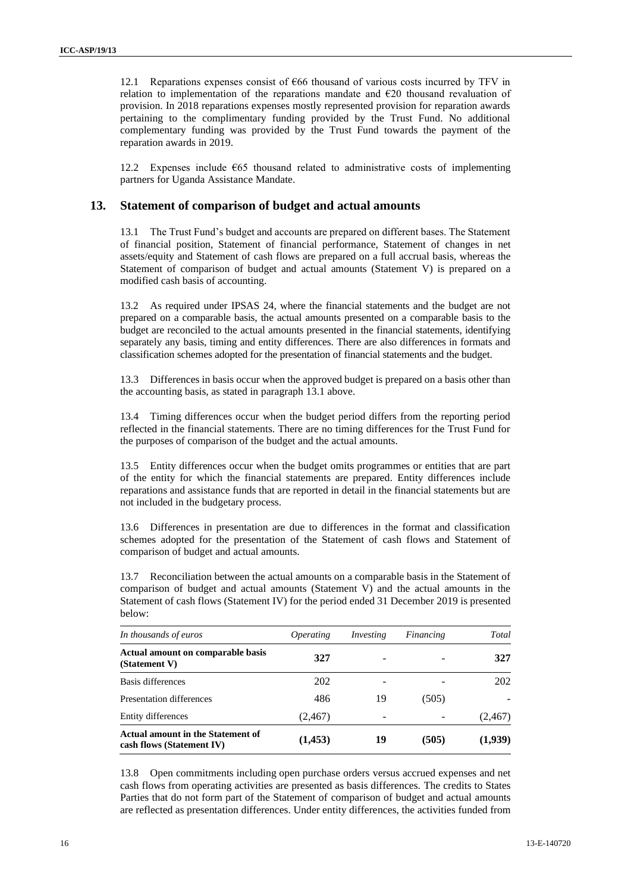12.1 Reparations expenses consist of €66 thousand of various costs incurred by TFV in relation to implementation of the reparations mandate and €20 thousand revaluation of provision. In 2018 reparations expenses mostly represented provision for reparation awards pertaining to the complimentary funding provided by the Trust Fund. No additional complementary funding was provided by the Trust Fund towards the payment of the reparation awards in 2019.

12.2 Expenses include €65 thousand related to administrative costs of implementing partners for Uganda Assistance Mandate.

## 13. Statement of comparison of budget and actual amounts

13.1 The Trust Fund's budget and accounts are prepared on different bases. The Statement of financial position, Statement of financial performance, Statement of changes in net assets/equity and Statement of cash flows are prepared on a full accrual basis, whereas the Statement of comparison of budget and actual amounts (Statement V) is prepared on a modified cash basis of accounting.

13.2 As required under IPSAS 24, where the financial statements and the budget are not prepared on a comparable basis, the actual amounts presented on a comparable basis to the budget are reconciled to the actual amounts presented in the financial statements, identifying separately any basis, timing and entity differences. There are also differences in formats and classification schemes adopted for the presentation of financial statements and the budget.

13.3 Differences in basis occur when the approved budget is prepared on a basis other than the accounting basis, as stated in paragraph 13.1 above.

13.4 Timing differences occur when the budget period differs from the reporting period reflected in the financial statements. There are no timing differences for the Trust Fund for the purposes of comparison of the budget and the actual amounts.

13.5 Entity differences occur when the budget omits programmes or entities that are part of the entity for which the financial statements are prepared. Entity differences include reparations and assistance funds that are reported in detail in the financial statements but are not included in the budgetary process.

13.6 Differences in presentation are due to differences in the format and classification schemes adopted for the presentation of the Statement of cash flows and Statement of comparison of budget and actual amounts.

13.7 Reconciliation between the actual amounts on a comparable basis in the Statement of comparison of budget and actual amounts (Statement V) and the actual amounts in the Statement of cash flows (Statement IV) for the period ended 31 December 2019 is presented below:

| *In thousands of euros* | *Operating* | *Investing* | *Financing* | *Total* |
|---|---|---|---|---|
| **Actual amount on comparable basis (Statement V)** | **327** | - | - | **327** |
| Basis differences | 202 | - | - | 202 |
| Presentation differences | 486 | 19 | (505) | - |
| Entity differences | (2,467) | - | - | (2,467) |
| **Actual amount in the Statement of cash flows (Statement IV)** | **(1,453)** | **19** | **(505)** | **(1,939)** |

13.8 Open commitments including open purchase orders versus accrued expenses and net cash flows from operating activities are presented as basis differences. The credits to States Parties that do not form part of the Statement of comparison of budget and actual amounts are reflected as presentation differences. Under entity differences, the activities funded from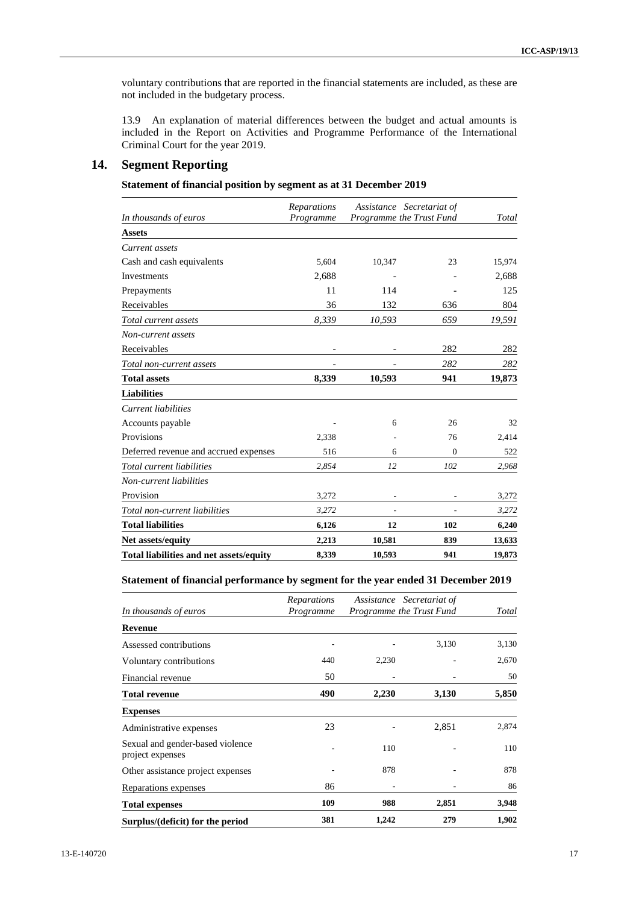voluntary contributions that are reported in the financial statements are included, as these are not included in the budgetary process.

13.9 An explanation of material differences between the budget and actual amounts is included in the Report on Activities and Programme Performance of the International Criminal Court for the year 2019.

## 14. Segment Reporting

### Statement of financial position by segment as at 31 December 2019

| *In thousands of euros* | *Reparations Programme* | *Assistance Programme* | *Secretariat of the Trust Fund* | *Total* |
|---|---|---|---|---|
| **Assets** | | | | |
| *Current assets* | | | | |
| Cash and cash equivalents | 5,604 | 10,347 | 23 | 15,974 |
| Investments | 2,688 | - | - | 2,688 |
| Prepayments | 11 | 114 | - | 125 |
| Receivables | 36 | 132 | 636 | 804 |
| *Total current assets* | *8,339* | *10,593* | *659* | *19,591* |
| *Non-current assets* | | | | |
| Receivables | - | - | 282 | 282 |
| *Total non-current assets* | - | - | *282* | *282* |
| **Total assets** | **8,339** | **10,593** | **941** | **19,873** |
| **Liabilities** | | | | |
| *Current liabilities* | | | | |
| Accounts payable | - | 6 | 26 | 32 |
| Provisions | 2,338 | - | 76 | 2,414 |
| Deferred revenue and accrued expenses | 516 | 6 | 0 | 522 |
| *Total current liabilities* | *2,854* | *12* | *102* | *2,968* |
| *Non-current liabilities* | | | | |
| Provision | 3,272 | - | - | 3,272 |
| *Total non-current liabilities* | *3,272* | - | - | *3,272* |
| **Total liabilities** | **6,126** | **12** | **102** | **6,240** |
| **Net assets/equity** | **2,213** | **10,581** | **839** | **13,633** |
| **Total liabilities and net assets/equity** | **8,339** | **10,593** | **941** | **19,873** |

### Statement of financial performance by segment for the year ended 31 December 2019

| *In thousands of euros* | *Reparations Programme* | *Assistance Programme* | *Secretariat of the Trust Fund* | *Total* |
|---|---|---|---|---|
| **Revenue** | | | | |
| Assessed contributions | - | - | 3,130 | 3,130 |
| Voluntary contributions | 440 | 2,230 | - | 2,670 |
| Financial revenue | 50 | - | - | 50 |
| **Total revenue** | **490** | **2,230** | **3,130** | **5,850** |
| **Expenses** | | | | |
| Administrative expenses | 23 | - | 2,851 | 2,874 |
| Sexual and gender-based violence project expenses | - | 110 | - | 110 |
| Other assistance project expenses | - | 878 | - | 878 |
| Reparations expenses | 86 | - | - | 86 |
| **Total expenses** | **109** | **988** | **2,851** | **3,948** |
| **Surplus/(deficit) for the period** | **381** | **1,242** | **279** | **1,902** |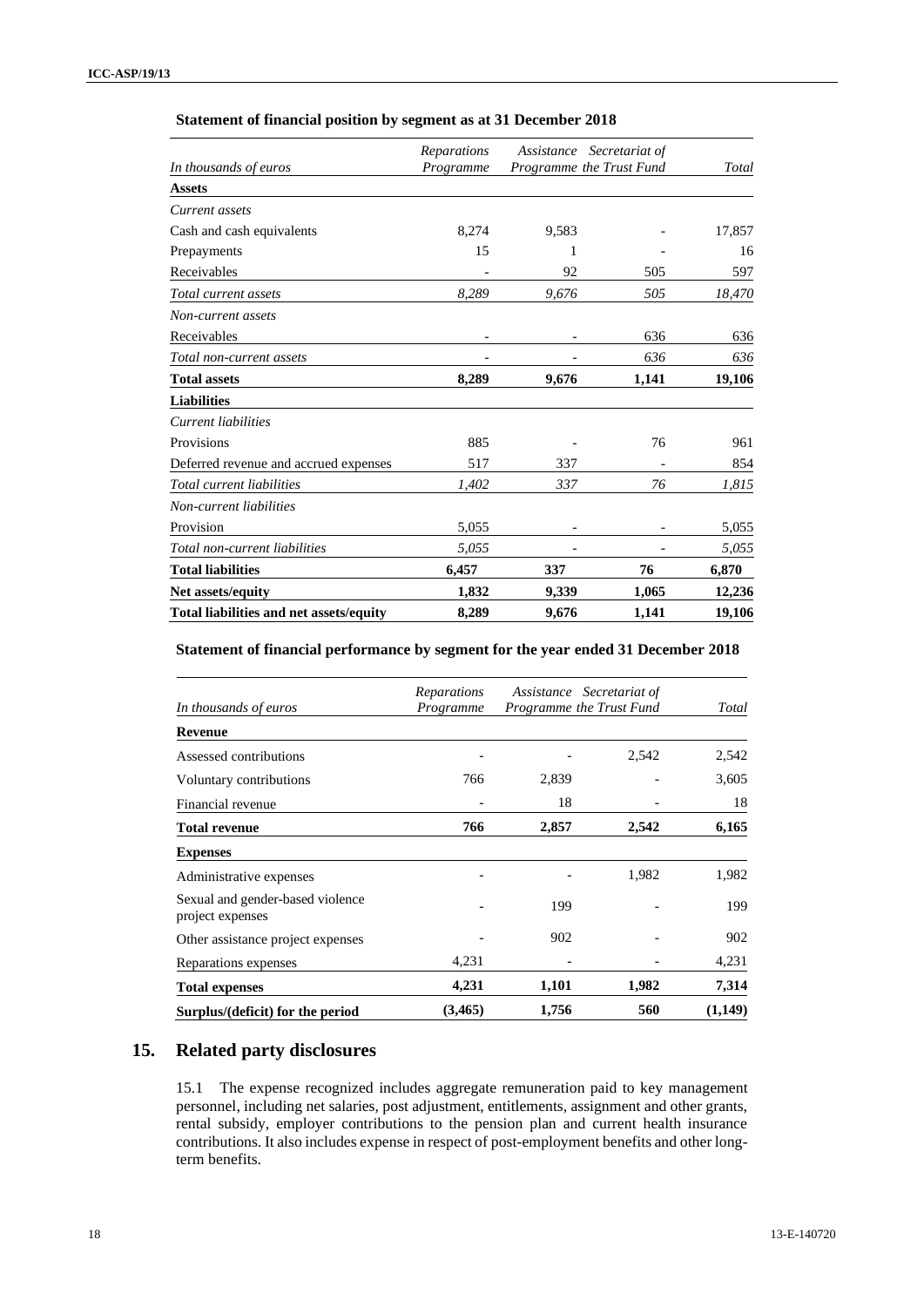**Statement of financial position by segment as at 31 December 2018**

| *In thousands of euros* | *Reparations Programme* | *Assistance Programme* | *Secretariat of the Trust Fund* | *Total* |
|---|---|---|---|---|
| **Assets** | | | | |
| *Current assets* | | | | |
| Cash and cash equivalents | 8,274 | 9,583 | - | 17,857 |
| Prepayments | 15 | 1 | - | 16 |
| Receivables | - | 92 | 505 | 597 |
| *Total current assets* | *8,289* | *9,676* | *505* | *18,470* |
| *Non-current assets* | | | | |
| Receivables | - | - | 636 | 636 |
| *Total non-current assets* | - | - | *636* | *636* |
| **Total assets** | **8,289** | **9,676** | **1,141** | **19,106** |
| **Liabilities** | | | | |
| *Current liabilities* | | | | |
| Provisions | 885 | - | 76 | 961 |
| Deferred revenue and accrued expenses | 517 | 337 | - | 854 |
| *Total current liabilities* | *1,402* | *337* | *76* | *1,815* |
| *Non-current liabilities* | | | | |
| Provision | 5,055 | - | - | 5,055 |
| *Total non-current liabilities* | *5,055* | - | - | *5,055* |
| **Total liabilities** | **6,457** | **337** | **76** | **6,870** |
| **Net assets/equity** | **1,832** | **9,339** | **1,065** | **12,236** |
| **Total liabilities and net assets/equity** | **8,289** | **9,676** | **1,141** | **19,106** |

**Statement of financial performance by segment for the year ended 31 December 2018**

| *In thousands of euros* | *Reparations Programme* | *Assistance Programme* | *Secretariat of the Trust Fund* | *Total* |
|---|---|---|---|---|
| **Revenue** | | | | |
| Assessed contributions | - | - | 2,542 | 2,542 |
| Voluntary contributions | 766 | 2,839 | - | 3,605 |
| Financial revenue | - | 18 | - | 18 |
| **Total revenue** | **766** | **2,857** | **2,542** | **6,165** |
| **Expenses** | | | | |
| Administrative expenses | - | - | 1,982 | 1,982 |
| Sexual and gender-based violence project expenses | - | 199 | - | 199 |
| Other assistance project expenses | - | 902 | - | 902 |
| Reparations expenses | 4,231 | - | - | 4,231 |
| **Total expenses** | **4,231** | **1,101** | **1,982** | **7,314** |
| **Surplus/(deficit) for the period** | **(3,465)** | **1,756** | **560** | **(1,149)** |

## 15. Related party disclosures

15.1 The expense recognized includes aggregate remuneration paid to key management personnel, including net salaries, post adjustment, entitlements, assignment and other grants, rental subsidy, employer contributions to the pension plan and current health insurance contributions. It also includes expense in respect of post-employment benefits and other long-term benefits.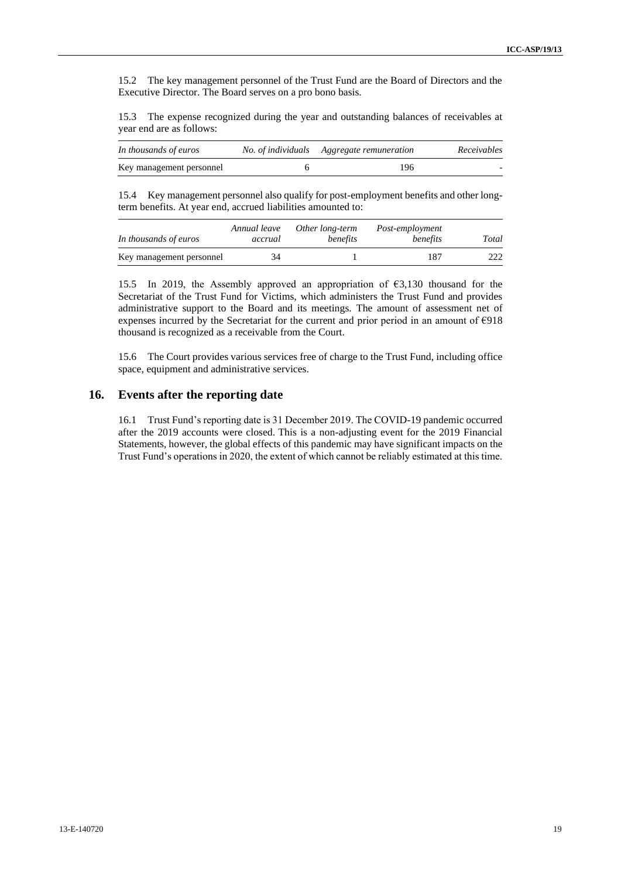15.2 The key management personnel of the Trust Fund are the Board of Directors and the Executive Director. The Board serves on a pro bono basis.

15.3 The expense recognized during the year and outstanding balances of receivables at year end are as follows:

| *In thousands of euros* | *No. of individuals* | *Aggregate remuneration* | *Receivables* |
|---|---|---|---|
| Key management personnel | 6 | 196 | - |

15.4 Key management personnel also qualify for post-employment benefits and other long-term benefits. At year end, accrued liabilities amounted to:

| *In thousands of euros* | *Annual leave accrual* | *Other long-term benefits* | *Post-employment benefits* | *Total* |
|---|---|---|---|---|
| Key management personnel | 34 | 1 | 187 | 222 |

15.5 In 2019, the Assembly approved an appropriation of €3,130 thousand for the Secretariat of the Trust Fund for Victims, which administers the Trust Fund and provides administrative support to the Board and its meetings. The amount of assessment net of expenses incurred by the Secretariat for the current and prior period in an amount of €918 thousand is recognized as a receivable from the Court.

15.6 The Court provides various services free of charge to the Trust Fund, including office space, equipment and administrative services.

## 16. Events after the reporting date

16.1 Trust Fund's reporting date is 31 December 2019. The COVID-19 pandemic occurred after the 2019 accounts were closed. This is a non-adjusting event for the 2019 Financial Statements, however, the global effects of this pandemic may have significant impacts on the Trust Fund's operations in 2020, the extent of which cannot be reliably estimated at this time.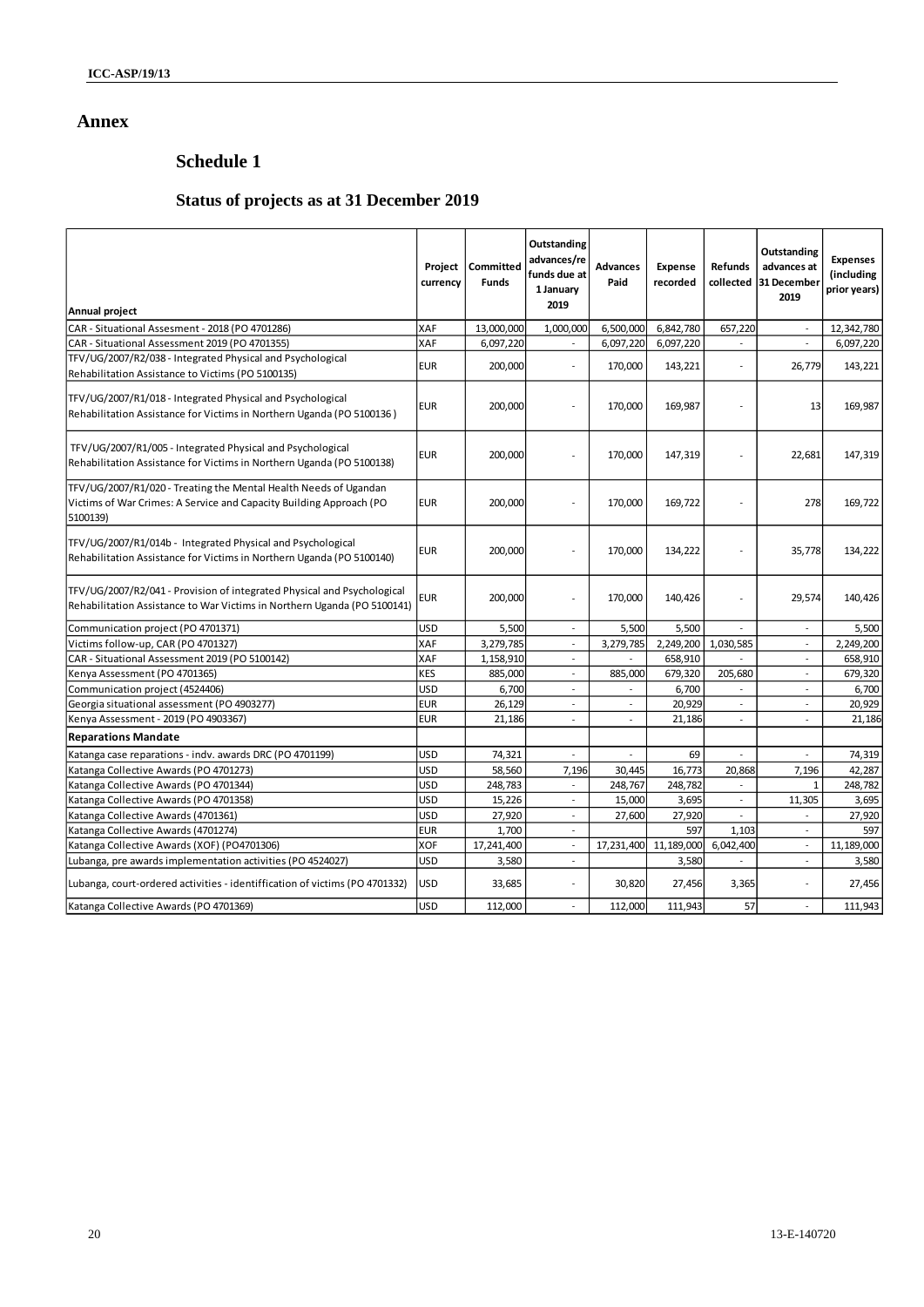# Annex

## Schedule 1

### Status of projects as at 31 December 2019

| Annual project | Project currency | Committed Funds | Outstanding advances/refunds due at 1 January 2019 | Advances Paid | Expense recorded | Refunds collected | Outstanding advances at 31 December 2019 | Expenses (including prior years) |
|---|---|---|---|---|---|---|---|---|
| CAR - Situational Assesment - 2018 (PO 4701286) | XAF | 13,000,000 | 1,000,000 | 6,500,000 | 6,842,780 | 657,220 | - | 12,342,780 |
| CAR - Situational Assessment 2019 (PO 4701355) | XAF | 6,097,220 | - | 6,097,220 | 6,097,220 | - | - | 6,097,220 |
| TFV/UG/2007/R2/038 - Integrated Physical and Psychological Rehabilitation Assistance to Victims (PO 5100135) | EUR | 200,000 | - | 170,000 | 143,221 | - | 26,779 | 143,221 |
| TFV/UG/2007/R1/018 - Integrated Physical and Psychological Rehabilitation Assistance for Victims in Northern Uganda (PO 5100136 ) | EUR | 200,000 | - | 170,000 | 169,987 | - | 13 | 169,987 |
| TFV/UG/2007/R1/005 - Integrated Physical and Psychological Rehabilitation Assistance for Victims in Northern Uganda (PO 5100138) | EUR | 200,000 | - | 170,000 | 147,319 | - | 22,681 | 147,319 |
| TFV/UG/2007/R1/020 - Treating the Mental Health Needs of Ugandan Victims of War Crimes: A Service and Capacity Building Approach (PO 5100139) | EUR | 200,000 | - | 170,000 | 169,722 | - | 278 | 169,722 |
| TFV/UG/2007/R1/014b - Integrated Physical and Psychological Rehabilitation Assistance for Victims in Northern Uganda (PO 5100140) | EUR | 200,000 | - | 170,000 | 134,222 | - | 35,778 | 134,222 |
| TFV/UG/2007/R2/041 - Provision of integrated Physical and Psychological Rehabilitation Assistance to War Victims in Northern Uganda (PO 5100141) | EUR | 200,000 | - | 170,000 | 140,426 | - | 29,574 | 140,426 |
| Communication project (PO 4701371) | USD | 5,500 | - | 5,500 | 5,500 | - | - | 5,500 |
| Victims follow-up, CAR (PO 4701327) | XAF | 3,279,785 | - | 3,279,785 | 2,249,200 | 1,030,585 | - | 2,249,200 |
| CAR - Situational Assessment 2019 (PO 5100142) | XAF | 1,158,910 | - | - | 658,910 | - | - | 658,910 |
| Kenya Assessment (PO 4701365) | KES | 885,000 | - | 885,000 | 679,320 | 205,680 | - | 679,320 |
| Communication project (4524406) | USD | 6,700 | - | - | 6,700 | - | - | 6,700 |
| Georgia situational assessment (PO 4903277) | EUR | 26,129 | - | - | 20,929 | - | - | 20,929 |
| Kenya Assessment - 2019 (PO 4903367) | EUR | 21,186 | - | - | 21,186 | - | - | 21,186 |
| **Reparations Mandate** | | | | | | | | |
| Katanga case reparations - indv. awards DRC (PO 4701199) | USD | 74,321 | - | - | 69 | - | - | 74,319 |
| Katanga Collective Awards (PO 4701273) | USD | 58,560 | 7,196 | 30,445 | 16,773 | 20,868 | 7,196 | 42,287 |
| Katanga Collective Awards (PO 4701344) | USD | 248,783 | - | 248,767 | 248,782 | - | 1 | 248,782 |
| Katanga Collective Awards (PO 4701358) | USD | 15,226 | - | 15,000 | 3,695 | - | 11,305 | 3,695 |
| Katanga Collective Awards (4701361) | USD | 27,920 | - | 27,600 | 27,920 | - | - | 27,920 |
| Katanga Collective Awards (4701274) | EUR | 1,700 | - | | 597 | 1,103 | - | 597 |
| Katanga Collective Awards (XOF) (PO4701306) | XOF | 17,241,400 | - | 17,231,400 | 11,189,000 | 6,042,400 | - | 11,189,000 |
| Lubanga, pre awards implementation activities (PO 4524027) | USD | 3,580 | - | | 3,580 | - | - | 3,580 |
| Lubanga, court-ordered activities - identiffication of victims (PO 4701332) | USD | 33,685 | - | 30,820 | 27,456 | 3,365 | - | 27,456 |
| Katanga Collective Awards (PO 4701369) | USD | 112,000 | - | 112,000 | 111,943 | 57 | - | 111,943 |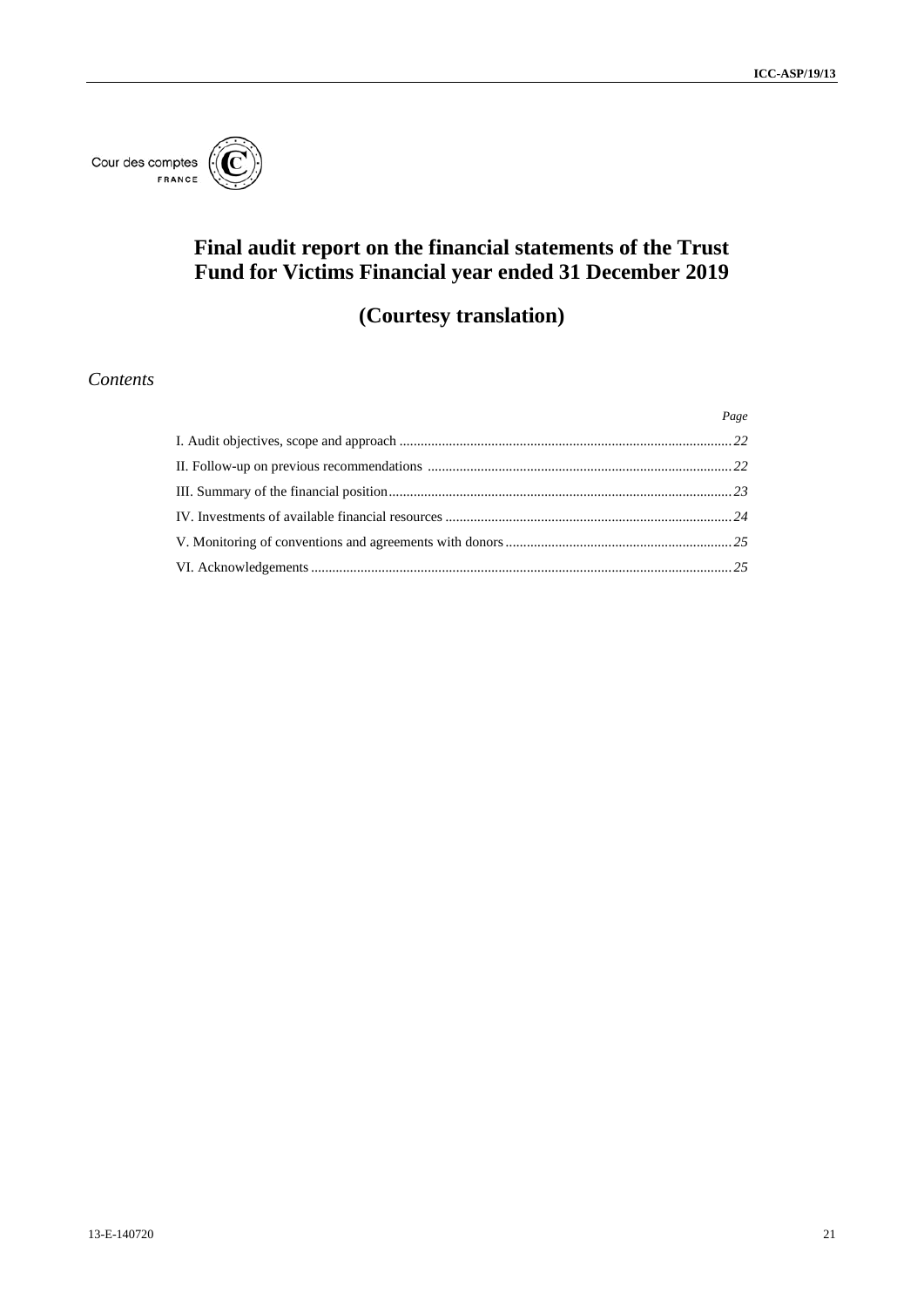Cour des comptes
FRANCE

# Final audit report on the financial statements of the Trust Fund for Victims Financial year ended 31 December 2019

## (Courtesy translation)

### *Contents*

| | *Page* |
|---|---|
| I. Audit objectives, scope and approach | *22* |
| II. Follow-up on previous recommendations | *22* |
| III. Summary of the financial position | *23* |
| IV. Investments of available financial resources | *24* |
| V. Monitoring of conventions and agreements with donors | *25* |
| VI. Acknowledgements | *25* |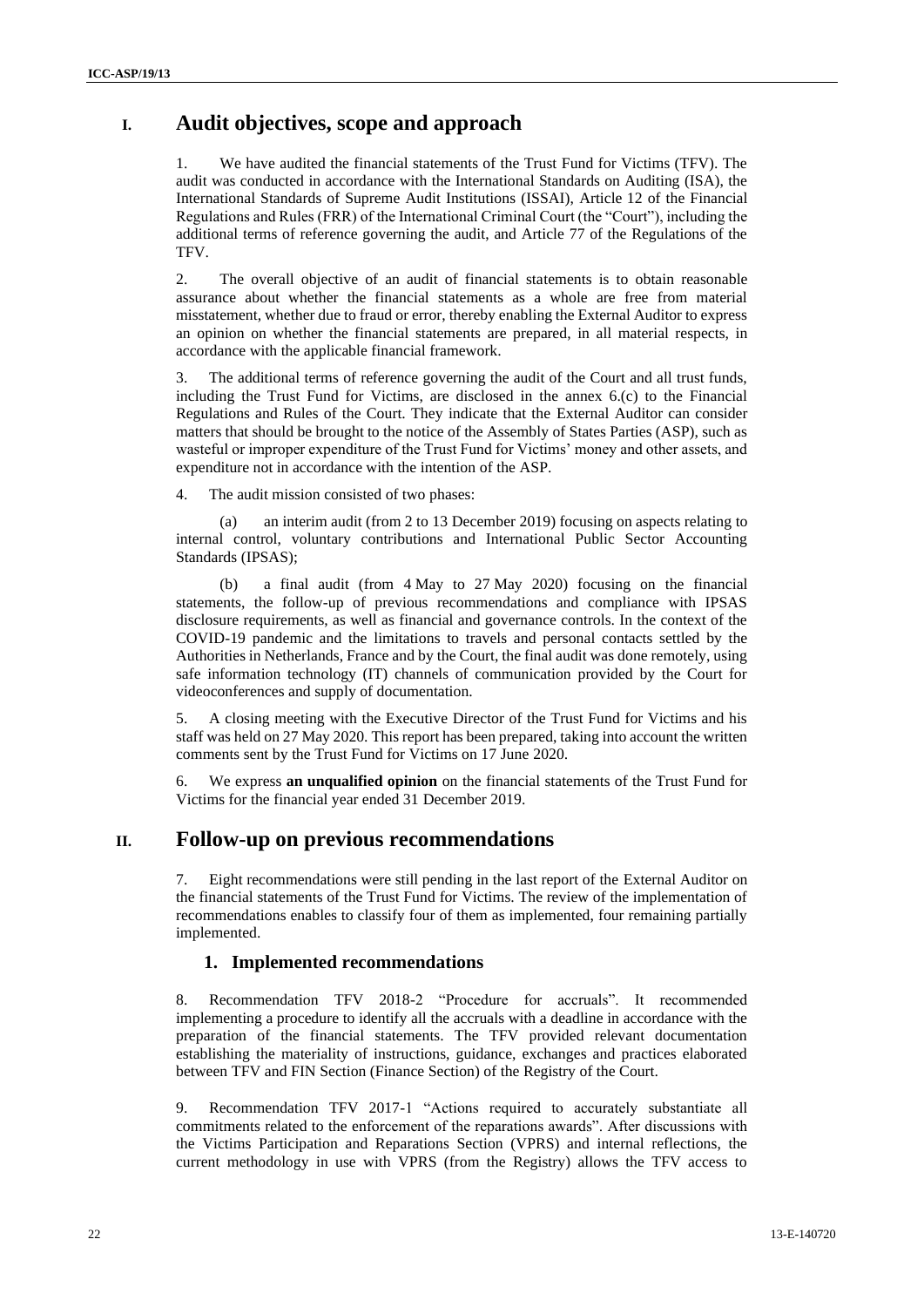# I. Audit objectives, scope and approach

1. We have audited the financial statements of the Trust Fund for Victims (TFV). The audit was conducted in accordance with the International Standards on Auditing (ISA), the International Standards of Supreme Audit Institutions (ISSAI), Article 12 of the Financial Regulations and Rules (FRR) of the International Criminal Court (the "Court"), including the additional terms of reference governing the audit, and Article 77 of the Regulations of the TFV.

2. The overall objective of an audit of financial statements is to obtain reasonable assurance about whether the financial statements as a whole are free from material misstatement, whether due to fraud or error, thereby enabling the External Auditor to express an opinion on whether the financial statements are prepared, in all material respects, in accordance with the applicable financial framework.

3. The additional terms of reference governing the audit of the Court and all trust funds, including the Trust Fund for Victims, are disclosed in the annex 6.(c) to the Financial Regulations and Rules of the Court. They indicate that the External Auditor can consider matters that should be brought to the notice of the Assembly of States Parties (ASP), such as wasteful or improper expenditure of the Trust Fund for Victims' money and other assets, and expenditure not in accordance with the intention of the ASP.

4. The audit mission consisted of two phases:

(a) an interim audit (from 2 to 13 December 2019) focusing on aspects relating to internal control, voluntary contributions and International Public Sector Accounting Standards (IPSAS);

(b) a final audit (from 4 May to 27 May 2020) focusing on the financial statements, the follow-up of previous recommendations and compliance with IPSAS disclosure requirements, as well as financial and governance controls. In the context of the COVID-19 pandemic and the limitations to travels and personal contacts settled by the Authorities in Netherlands, France and by the Court, the final audit was done remotely, using safe information technology (IT) channels of communication provided by the Court for videoconferences and supply of documentation.

5. A closing meeting with the Executive Director of the Trust Fund for Victims and his staff was held on 27 May 2020. This report has been prepared, taking into account the written comments sent by the Trust Fund for Victims on 17 June 2020.

6. We express **an unqualified opinion** on the financial statements of the Trust Fund for Victims for the financial year ended 31 December 2019.

# II. Follow-up on previous recommendations

7. Eight recommendations were still pending in the last report of the External Auditor on the financial statements of the Trust Fund for Victims. The review of the implementation of recommendations enables to classify four of them as implemented, four remaining partially implemented.

## 1. Implemented recommendations

8. Recommendation TFV 2018-2 "Procedure for accruals". It recommended implementing a procedure to identify all the accruals with a deadline in accordance with the preparation of the financial statements. The TFV provided relevant documentation establishing the materiality of instructions, guidance, exchanges and practices elaborated between TFV and FIN Section (Finance Section) of the Registry of the Court.

9. Recommendation TFV 2017-1 "Actions required to accurately substantiate all commitments related to the enforcement of the reparations awards". After discussions with the Victims Participation and Reparations Section (VPRS) and internal reflections, the current methodology in use with VPRS (from the Registry) allows the TFV access to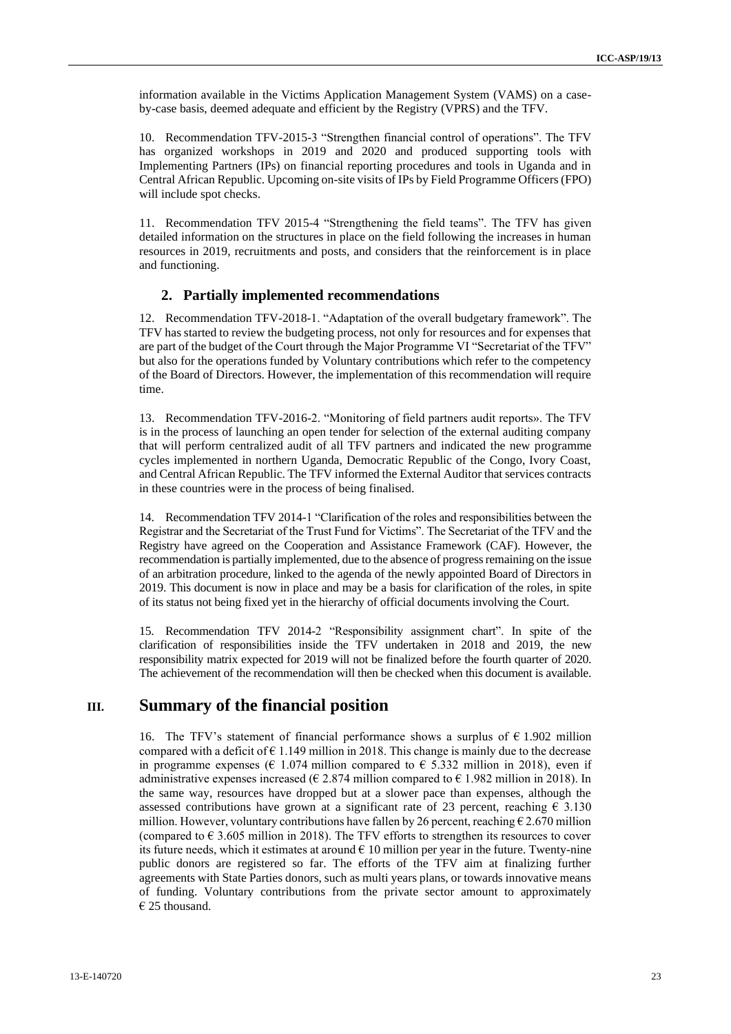information available in the Victims Application Management System (VAMS) on a case-by-case basis, deemed adequate and efficient by the Registry (VPRS) and the TFV.

10. Recommendation TFV-2015-3 "Strengthen financial control of operations". The TFV has organized workshops in 2019 and 2020 and produced supporting tools with Implementing Partners (IPs) on financial reporting procedures and tools in Uganda and in Central African Republic. Upcoming on-site visits of IPs by Field Programme Officers (FPO) will include spot checks.

11. Recommendation TFV 2015-4 "Strengthening the field teams". The TFV has given detailed information on the structures in place on the field following the increases in human resources in 2019, recruitments and posts, and considers that the reinforcement is in place and functioning.

### 2. Partially implemented recommendations

12. Recommendation TFV-2018-1. "Adaptation of the overall budgetary framework". The TFV has started to review the budgeting process, not only for resources and for expenses that are part of the budget of the Court through the Major Programme VI "Secretariat of the TFV" but also for the operations funded by Voluntary contributions which refer to the competency of the Board of Directors. However, the implementation of this recommendation will require time.

13. Recommendation TFV-2016-2. "Monitoring of field partners audit reports». The TFV is in the process of launching an open tender for selection of the external auditing company that will perform centralized audit of all TFV partners and indicated the new programme cycles implemented in northern Uganda, Democratic Republic of the Congo, Ivory Coast, and Central African Republic. The TFV informed the External Auditor that services contracts in these countries were in the process of being finalised.

14. Recommendation TFV 2014-1 "Clarification of the roles and responsibilities between the Registrar and the Secretariat of the Trust Fund for Victims". The Secretariat of the TFV and the Registry have agreed on the Cooperation and Assistance Framework (CAF). However, the recommendation is partially implemented, due to the absence of progress remaining on the issue of an arbitration procedure, linked to the agenda of the newly appointed Board of Directors in 2019. This document is now in place and may be a basis for clarification of the roles, in spite of its status not being fixed yet in the hierarchy of official documents involving the Court.

15. Recommendation TFV 2014-2 "Responsibility assignment chart". In spite of the clarification of responsibilities inside the TFV undertaken in 2018 and 2019, the new responsibility matrix expected for 2019 will not be finalized before the fourth quarter of 2020. The achievement of the recommendation will then be checked when this document is available.

## III. Summary of the financial position

16. The TFV's statement of financial performance shows a surplus of € 1.902 million compared with a deficit of € 1.149 million in 2018. This change is mainly due to the decrease in programme expenses (€ 1.074 million compared to € 5.332 million in 2018), even if administrative expenses increased (€ 2.874 million compared to € 1.982 million in 2018). In the same way, resources have dropped but at a slower pace than expenses, although the assessed contributions have grown at a significant rate of 23 percent, reaching € 3.130 million. However, voluntary contributions have fallen by 26 percent, reaching € 2.670 million (compared to € 3.605 million in 2018). The TFV efforts to strengthen its resources to cover its future needs, which it estimates at around € 10 million per year in the future. Twenty-nine public donors are registered so far. The efforts of the TFV aim at finalizing further agreements with State Parties donors, such as multi years plans, or towards innovative means of funding. Voluntary contributions from the private sector amount to approximately € 25 thousand.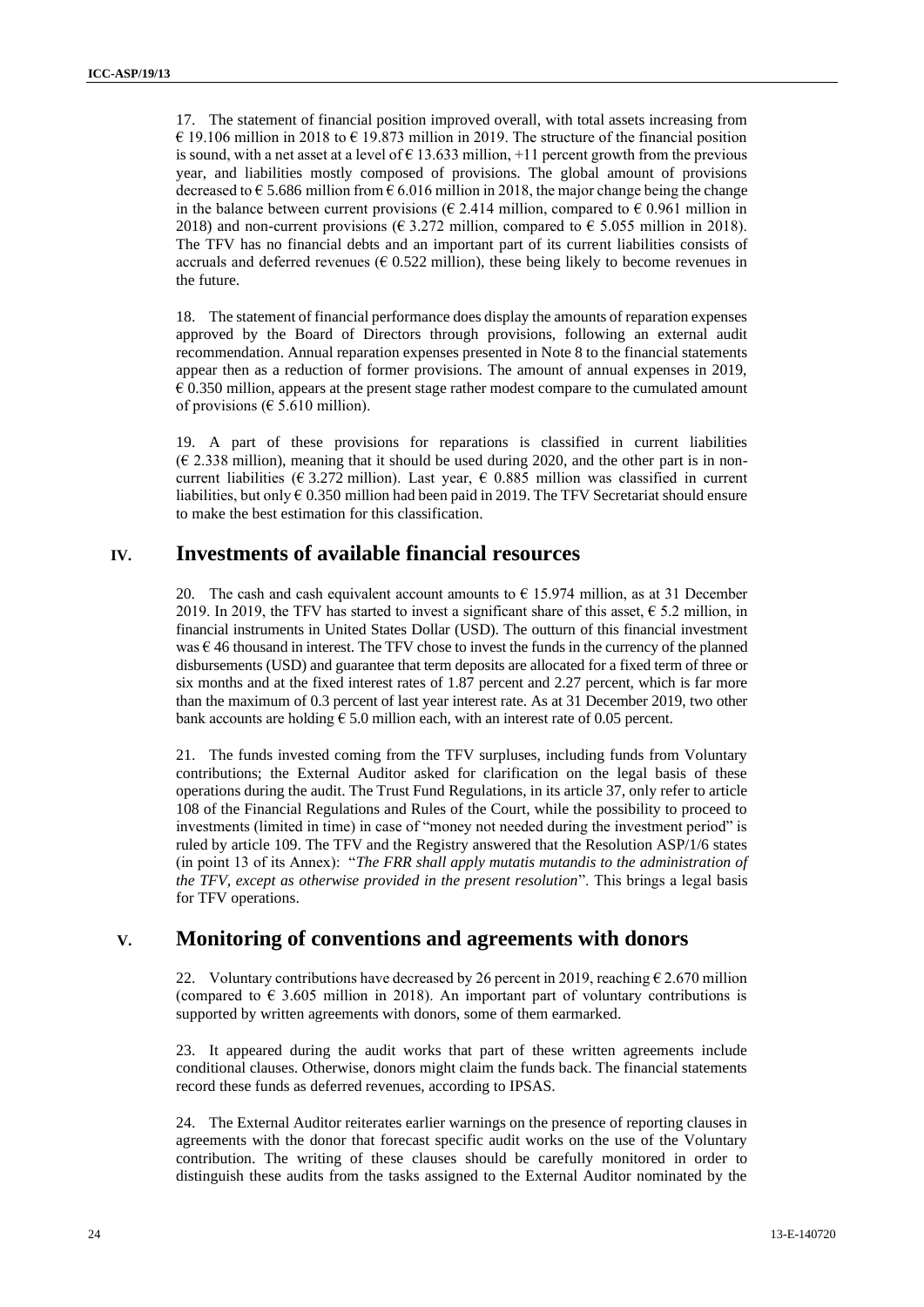17. The statement of financial position improved overall, with total assets increasing from € 19.106 million in 2018 to € 19.873 million in 2019. The structure of the financial position is sound, with a net asset at a level of € 13.633 million, +11 percent growth from the previous year, and liabilities mostly composed of provisions. The global amount of provisions decreased to € 5.686 million from € 6.016 million in 2018, the major change being the change in the balance between current provisions (€ 2.414 million, compared to € 0.961 million in 2018) and non-current provisions (€ 3.272 million, compared to € 5.055 million in 2018). The TFV has no financial debts and an important part of its current liabilities consists of accruals and deferred revenues (€ 0.522 million), these being likely to become revenues in the future.

18. The statement of financial performance does display the amounts of reparation expenses approved by the Board of Directors through provisions, following an external audit recommendation. Annual reparation expenses presented in Note 8 to the financial statements appear then as a reduction of former provisions. The amount of annual expenses in 2019, € 0.350 million, appears at the present stage rather modest compare to the cumulated amount of provisions (€ 5.610 million).

19. A part of these provisions for reparations is classified in current liabilities (€ 2.338 million), meaning that it should be used during 2020, and the other part is in non-current liabilities (€ 3.272 million). Last year, € 0.885 million was classified in current liabilities, but only € 0.350 million had been paid in 2019. The TFV Secretariat should ensure to make the best estimation for this classification.

## IV. Investments of available financial resources

20. The cash and cash equivalent account amounts to € 15.974 million, as at 31 December 2019. In 2019, the TFV has started to invest a significant share of this asset, € 5.2 million, in financial instruments in United States Dollar (USD). The outturn of this financial investment was € 46 thousand in interest. The TFV chose to invest the funds in the currency of the planned disbursements (USD) and guarantee that term deposits are allocated for a fixed term of three or six months and at the fixed interest rates of 1.87 percent and 2.27 percent, which is far more than the maximum of 0.3 percent of last year interest rate. As at 31 December 2019, two other bank accounts are holding € 5.0 million each, with an interest rate of 0.05 percent.

21. The funds invested coming from the TFV surpluses, including funds from Voluntary contributions; the External Auditor asked for clarification on the legal basis of these operations during the audit. The Trust Fund Regulations, in its article 37, only refer to article 108 of the Financial Regulations and Rules of the Court, while the possibility to proceed to investments (limited in time) in case of "money not needed during the investment period" is ruled by article 109. The TFV and the Registry answered that the Resolution ASP/1/6 states (in point 13 of its Annex): "*The FRR shall apply mutatis mutandis to the administration of the TFV, except as otherwise provided in the present resolution*". This brings a legal basis for TFV operations.

## V. Monitoring of conventions and agreements with donors

22. Voluntary contributions have decreased by 26 percent in 2019, reaching € 2.670 million (compared to € 3.605 million in 2018). An important part of voluntary contributions is supported by written agreements with donors, some of them earmarked.

23. It appeared during the audit works that part of these written agreements include conditional clauses. Otherwise, donors might claim the funds back. The financial statements record these funds as deferred revenues, according to IPSAS.

24. The External Auditor reiterates earlier warnings on the presence of reporting clauses in agreements with the donor that forecast specific audit works on the use of the Voluntary contribution. The writing of these clauses should be carefully monitored in order to distinguish these audits from the tasks assigned to the External Auditor nominated by the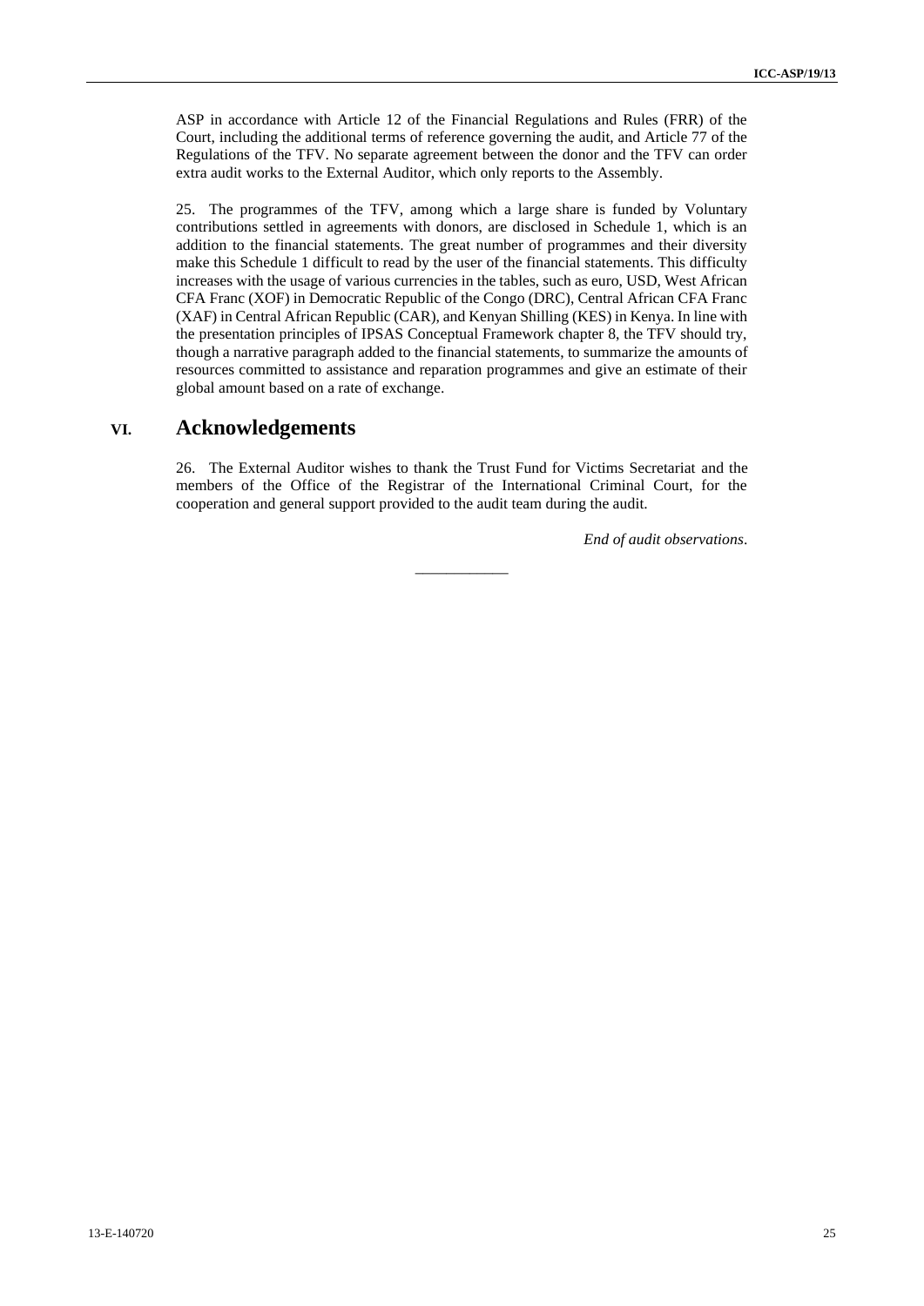ASP in accordance with Article 12 of the Financial Regulations and Rules (FRR) of the Court, including the additional terms of reference governing the audit, and Article 77 of the Regulations of the TFV. No separate agreement between the donor and the TFV can order extra audit works to the External Auditor, which only reports to the Assembly.

25. The programmes of the TFV, among which a large share is funded by Voluntary contributions settled in agreements with donors, are disclosed in Schedule 1, which is an addition to the financial statements. The great number of programmes and their diversity make this Schedule 1 difficult to read by the user of the financial statements. This difficulty increases with the usage of various currencies in the tables, such as euro, USD, West African CFA Franc (XOF) in Democratic Republic of the Congo (DRC), Central African CFA Franc (XAF) in Central African Republic (CAR), and Kenyan Shilling (KES) in Kenya. In line with the presentation principles of IPSAS Conceptual Framework chapter 8, the TFV should try, though a narrative paragraph added to the financial statements, to summarize the amounts of resources committed to assistance and reparation programmes and give an estimate of their global amount based on a rate of exchange.

## VI. Acknowledgements

26. The External Auditor wishes to thank the Trust Fund for Victims Secretariat and the members of the Office of the Registrar of the International Criminal Court, for the cooperation and general support provided to the audit team during the audit.

*End of audit observations*.

____________